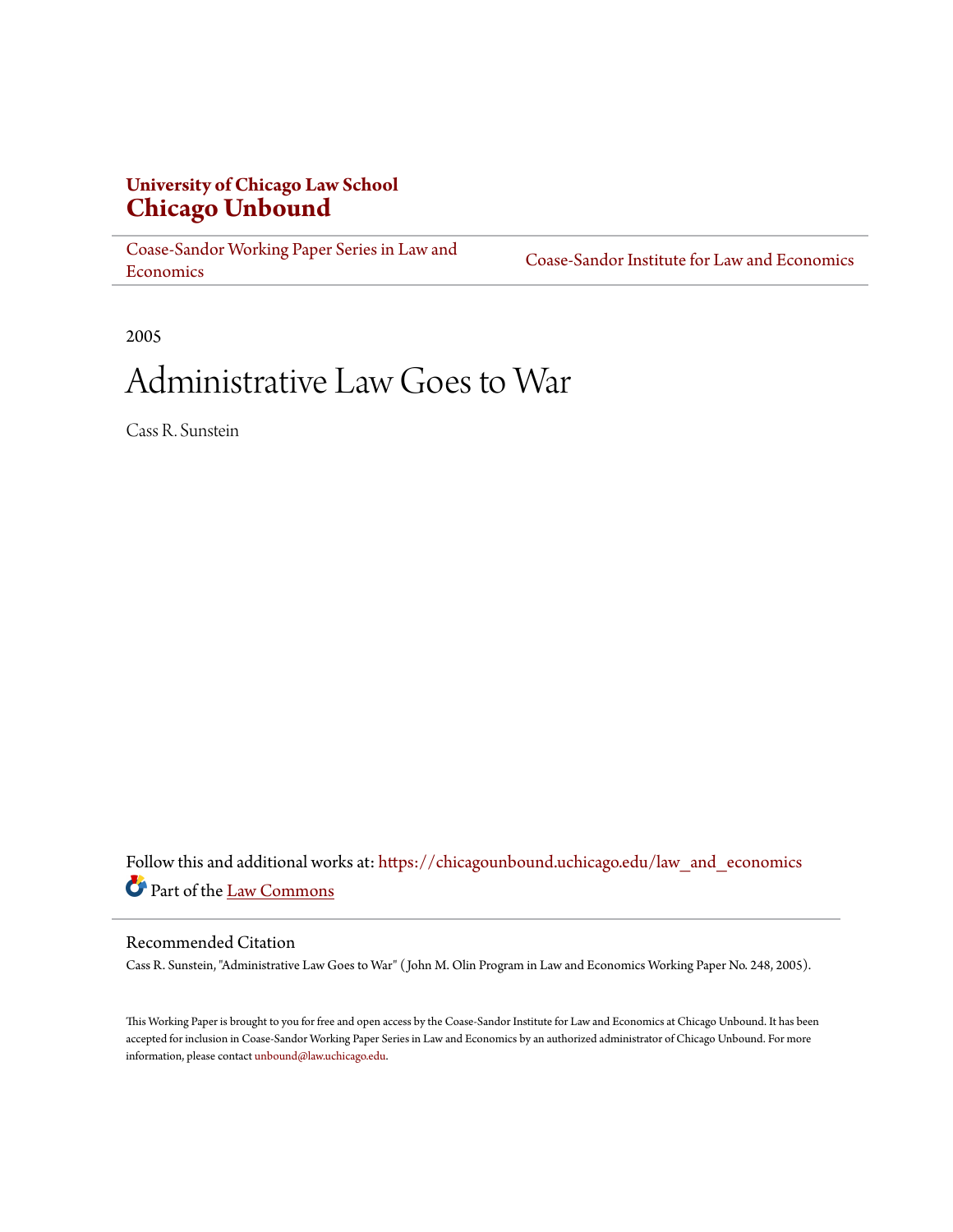University of Chicago Law School

**Chicago Unbound**

Coase-Sandor Working Paper Series in Law and Economics | Coase-Sandor Institute for Law and Economics

2005

# Administrative Law Goes to War

Cass R. Sunstein

Follow this and additional works at: https://chicagounbound.uchicago.edu/law_and_economics

Part of the Law Commons

## Recommended Citation

Cass R. Sunstein, "Administrative Law Goes to War" ( John M. Olin Program in Law and Economics Working Paper No. 248, 2005).

This Working Paper is brought to you for free and open access by the Coase-Sandor Institute for Law and Economics at Chicago Unbound. It has been accepted for inclusion in Coase-Sandor Working Paper Series in Law and Economics by an authorized administrator of Chicago Unbound. For more information, please contact unbound@law.uchicago.edu.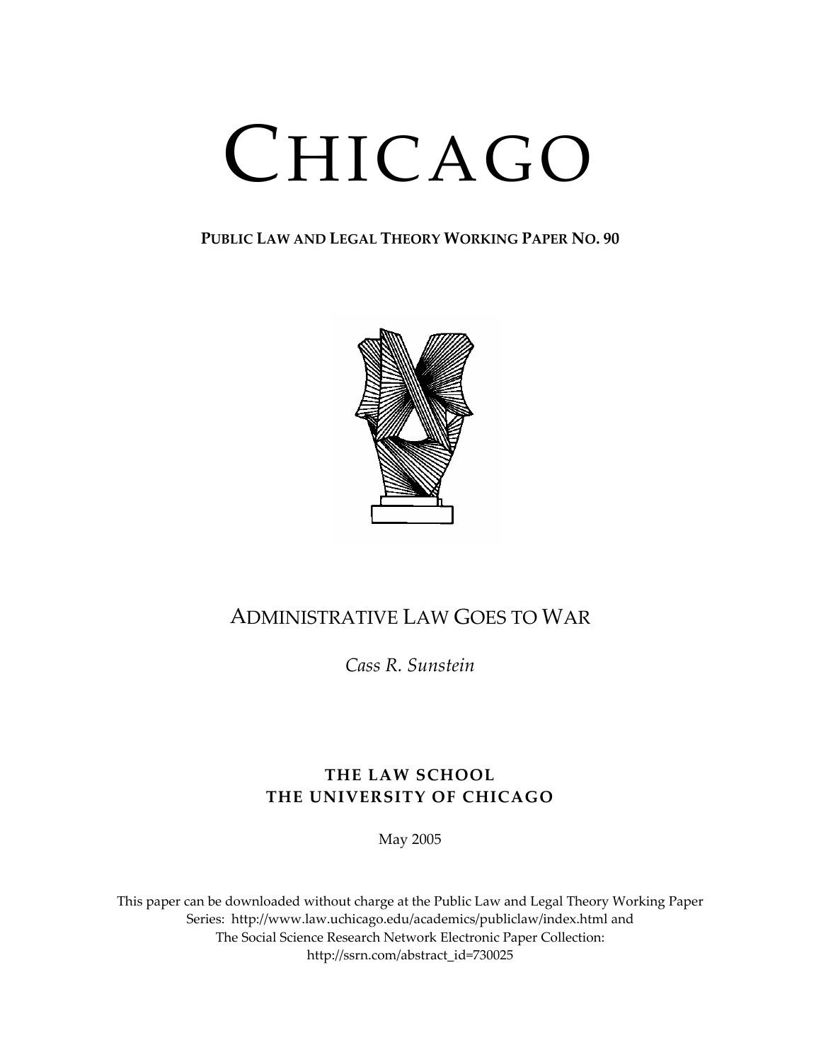# CHICAGO

**PUBLIC LAW AND LEGAL THEORY WORKING PAPER NO. 90**

## ADMINISTRATIVE LAW GOES TO WAR

*Cass R. Sunstein*

**THE LAW SCHOOL**
**THE UNIVERSITY OF CHICAGO**

May 2005

This paper can be downloaded without charge at the Public Law and Legal Theory Working Paper Series: http://www.law.uchicago.edu/academics/publiclaw/index.html and The Social Science Research Network Electronic Paper Collection: http://ssrn.com/abstract_id=730025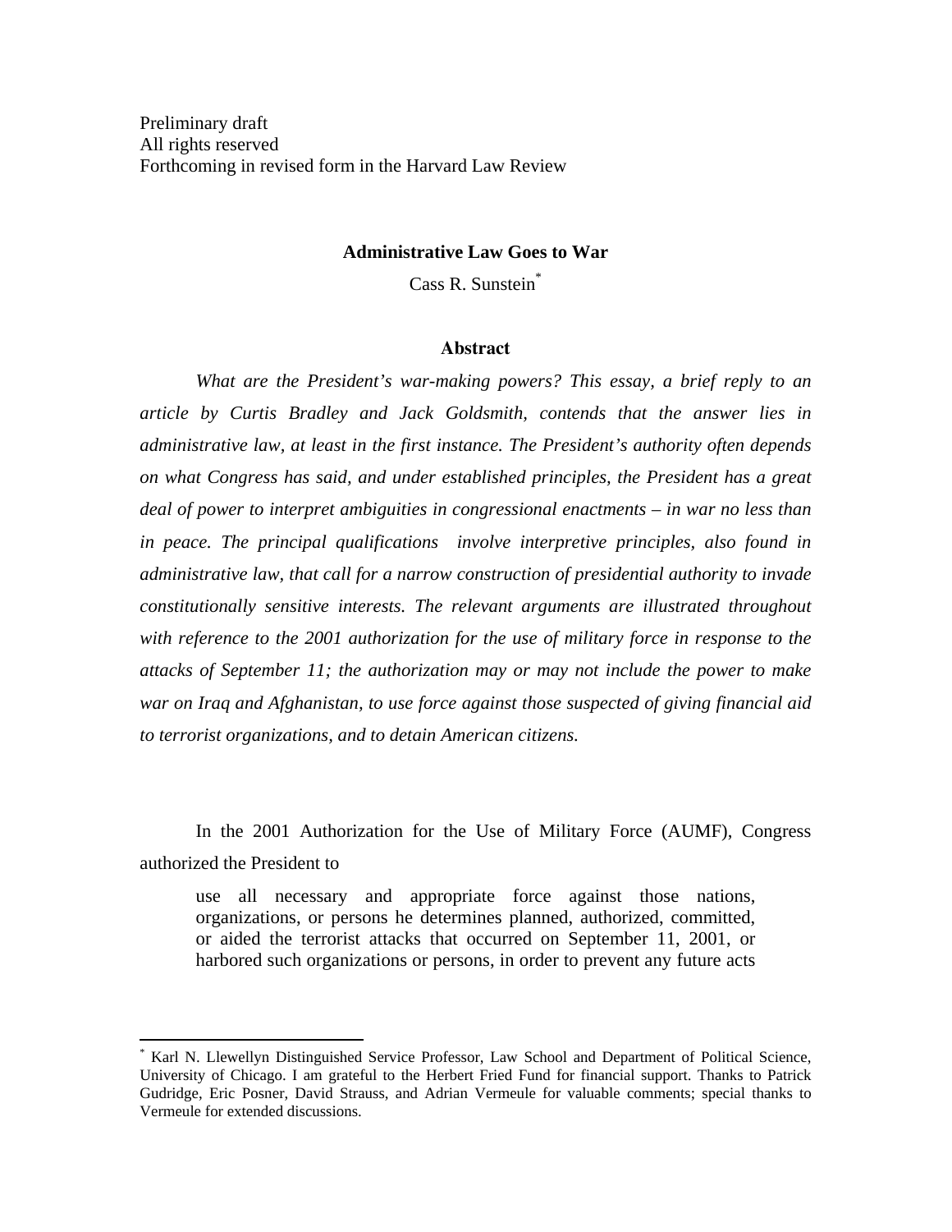Preliminary draft
All rights reserved
Forthcoming in revised form in the Harvard Law Review

**Administrative Law Goes to War**

Cass R. Sunstein*

**Abstract**

*What are the President's war-making powers? This essay, a brief reply to an article by Curtis Bradley and Jack Goldsmith, contends that the answer lies in administrative law, at least in the first instance. The President's authority often depends on what Congress has said, and under established principles, the President has a great deal of power to interpret ambiguities in congressional enactments – in war no less than in peace. The principal qualifications involve interpretive principles, also found in administrative law, that call for a narrow construction of presidential authority to invade constitutionally sensitive interests. The relevant arguments are illustrated throughout with reference to the 2001 authorization for the use of military force in response to the attacks of September 11; the authorization may or may not include the power to make war on Iraq and Afghanistan, to use force against those suspected of giving financial aid to terrorist organizations, and to detain American citizens.*

In the 2001 Authorization for the Use of Military Force (AUMF), Congress authorized the President to

> use all necessary and appropriate force against those nations, organizations, or persons he determines planned, authorized, committed, or aided the terrorist attacks that occurred on September 11, 2001, or harbored such organizations or persons, in order to prevent any future acts

---

* Karl N. Llewellyn Distinguished Service Professor, Law School and Department of Political Science, University of Chicago. I am grateful to the Herbert Fried Fund for financial support. Thanks to Patrick Gudridge, Eric Posner, David Strauss, and Adrian Vermeule for valuable comments; special thanks to Vermeule for extended discussions.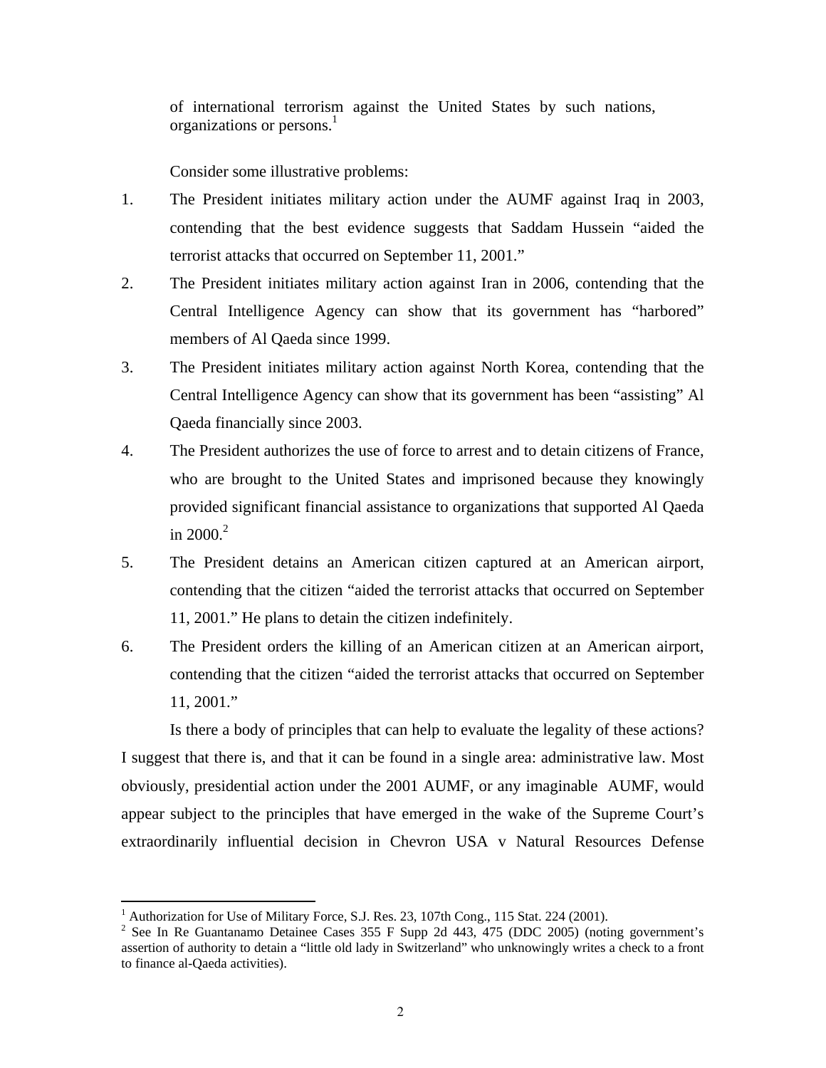of international terrorism against the United States by such nations, organizations or persons.[1]

Consider some illustrative problems:

1. The President initiates military action under the AUMF against Iraq in 2003, contending that the best evidence suggests that Saddam Hussein "aided the terrorist attacks that occurred on September 11, 2001."
2. The President initiates military action against Iran in 2006, contending that the Central Intelligence Agency can show that its government has "harbored" members of Al Qaeda since 1999.
3. The President initiates military action against North Korea, contending that the Central Intelligence Agency can show that its government has been "assisting" Al Qaeda financially since 2003.
4. The President authorizes the use of force to arrest and to detain citizens of France, who are brought to the United States and imprisoned because they knowingly provided significant financial assistance to organizations that supported Al Qaeda in 2000.[2]
5. The President detains an American citizen captured at an American airport, contending that the citizen "aided the terrorist attacks that occurred on September 11, 2001." He plans to detain the citizen indefinitely.
6. The President orders the killing of an American citizen at an American airport, contending that the citizen "aided the terrorist attacks that occurred on September 11, 2001."

Is there a body of principles that can help to evaluate the legality of these actions? I suggest that there is, and that it can be found in a single area: administrative law. Most obviously, presidential action under the 2001 AUMF, or any imaginable AUMF, would appear subject to the principles that have emerged in the wake of the Supreme Court's extraordinarily influential decision in Chevron USA v Natural Resources Defense

---

[1] Authorization for Use of Military Force, S.J. Res. 23, 107th Cong., 115 Stat. 224 (2001).

[2] See In Re Guantanamo Detainee Cases 355 F Supp 2d 443, 475 (DDC 2005) (noting government's assertion of authority to detain a "little old lady in Switzerland" who unknowingly writes a check to a front to finance al-Qaeda activities).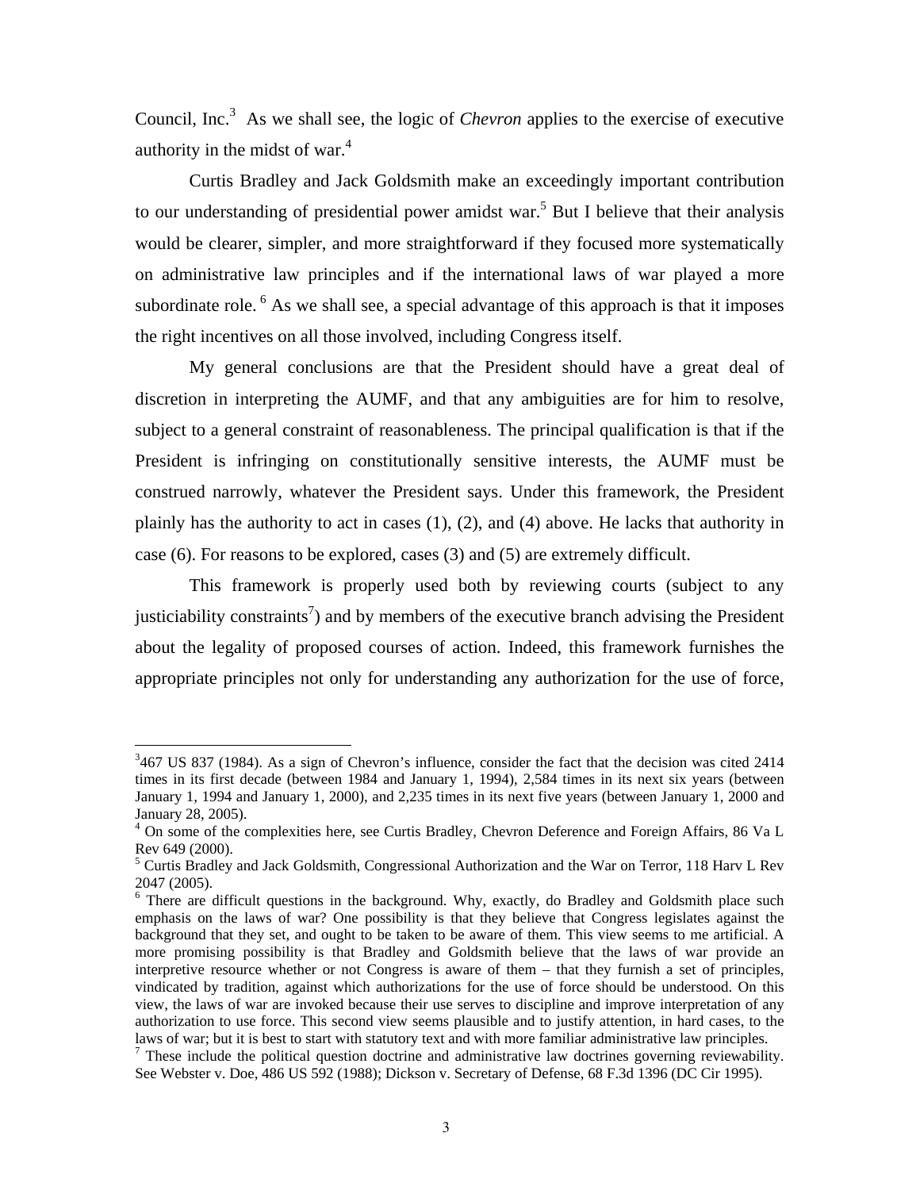Council, Inc.[3] As we shall see, the logic of *Chevron* applies to the exercise of executive authority in the midst of war.[4]

Curtis Bradley and Jack Goldsmith make an exceedingly important contribution to our understanding of presidential power amidst war.[5] But I believe that their analysis would be clearer, simpler, and more straightforward if they focused more systematically on administrative law principles and if the international laws of war played a more subordinate role.[6] As we shall see, a special advantage of this approach is that it imposes the right incentives on all those involved, including Congress itself.

My general conclusions are that the President should have a great deal of discretion in interpreting the AUMF, and that any ambiguities are for him to resolve, subject to a general constraint of reasonableness. The principal qualification is that if the President is infringing on constitutionally sensitive interests, the AUMF must be construed narrowly, whatever the President says. Under this framework, the President plainly has the authority to act in cases (1), (2), and (4) above. He lacks that authority in case (6). For reasons to be explored, cases (3) and (5) are extremely difficult.

This framework is properly used both by reviewing courts (subject to any justiciability constraints[7]) and by members of the executive branch advising the President about the legality of proposed courses of action. Indeed, this framework furnishes the appropriate principles not only for understanding any authorization for the use of force,

---

[3] 467 US 837 (1984). As a sign of Chevron's influence, consider the fact that the decision was cited 2414 times in its first decade (between 1984 and January 1, 1994), 2,584 times in its next six years (between January 1, 1994 and January 1, 2000), and 2,235 times in its next five years (between January 1, 2000 and January 28, 2005).

[4] On some of the complexities here, see Curtis Bradley, Chevron Deference and Foreign Affairs, 86 Va L Rev 649 (2000).

[5] Curtis Bradley and Jack Goldsmith, Congressional Authorization and the War on Terror, 118 Harv L Rev 2047 (2005).

[6] There are difficult questions in the background. Why, exactly, do Bradley and Goldsmith place such emphasis on the laws of war? One possibility is that they believe that Congress legislates against the background that they set, and ought to be taken to be aware of them. This view seems to me artificial. A more promising possibility is that Bradley and Goldsmith believe that the laws of war provide an interpretive resource whether or not Congress is aware of them – that they furnish a set of principles, vindicated by tradition, against which authorizations for the use of force should be understood. On this view, the laws of war are invoked because their use serves to discipline and improve interpretation of any authorization to use force. This second view seems plausible and to justify attention, in hard cases, to the laws of war; but it is best to start with statutory text and with more familiar administrative law principles.

[7] These include the political question doctrine and administrative law doctrines governing reviewability. See Webster v. Doe, 486 US 592 (1988); Dickson v. Secretary of Defense, 68 F.3d 1396 (DC Cir 1995).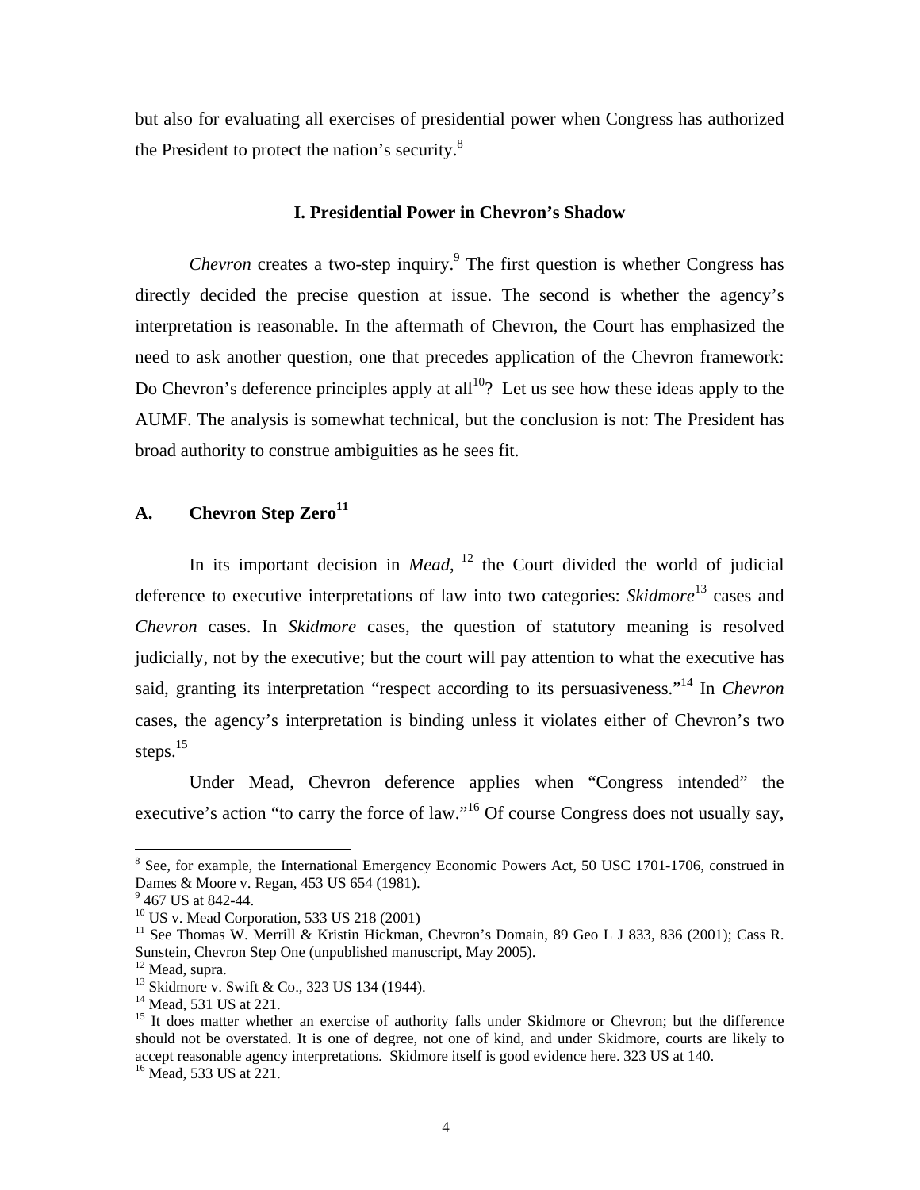but also for evaluating all exercises of presidential power when Congress has authorized the President to protect the nation's security.[8]

## I. Presidential Power in Chevron's Shadow

*Chevron* creates a two-step inquiry.[9] The first question is whether Congress has directly decided the precise question at issue. The second is whether the agency's interpretation is reasonable. In the aftermath of Chevron, the Court has emphasized the need to ask another question, one that precedes application of the Chevron framework: Do Chevron's deference principles apply at all[10]? Let us see how these ideas apply to the AUMF. The analysis is somewhat technical, but the conclusion is not: The President has broad authority to construe ambiguities as he sees fit.

### A. Chevron Step Zero[11]

In its important decision in *Mead*, [12] the Court divided the world of judicial deference to executive interpretations of law into two categories: *Skidmore*[13] cases and *Chevron* cases. In *Skidmore* cases, the question of statutory meaning is resolved judicially, not by the executive; but the court will pay attention to what the executive has said, granting its interpretation "respect according to its persuasiveness."[14] In *Chevron* cases, the agency's interpretation is binding unless it violates either of Chevron's two steps.[15]

Under Mead, Chevron deference applies when "Congress intended" the executive's action "to carry the force of law."[16] Of course Congress does not usually say,

---

[8] See, for example, the International Emergency Economic Powers Act, 50 USC 1701-1706, construed in Dames & Moore v. Regan, 453 US 654 (1981).

[9] 467 US at 842-44.

[10] US v. Mead Corporation, 533 US 218 (2001)

[11] See Thomas W. Merrill & Kristin Hickman, Chevron's Domain, 89 Geo L J 833, 836 (2001); Cass R. Sunstein, Chevron Step One (unpublished manuscript, May 2005).

[12] Mead, supra.

[13] Skidmore v. Swift & Co., 323 US 134 (1944).

[14] Mead, 531 US at 221.

[15] It does matter whether an exercise of authority falls under Skidmore or Chevron; but the difference should not be overstated. It is one of degree, not one of kind, and under Skidmore, courts are likely to accept reasonable agency interpretations. Skidmore itself is good evidence here. 323 US at 140.

[16] Mead, 533 US at 221.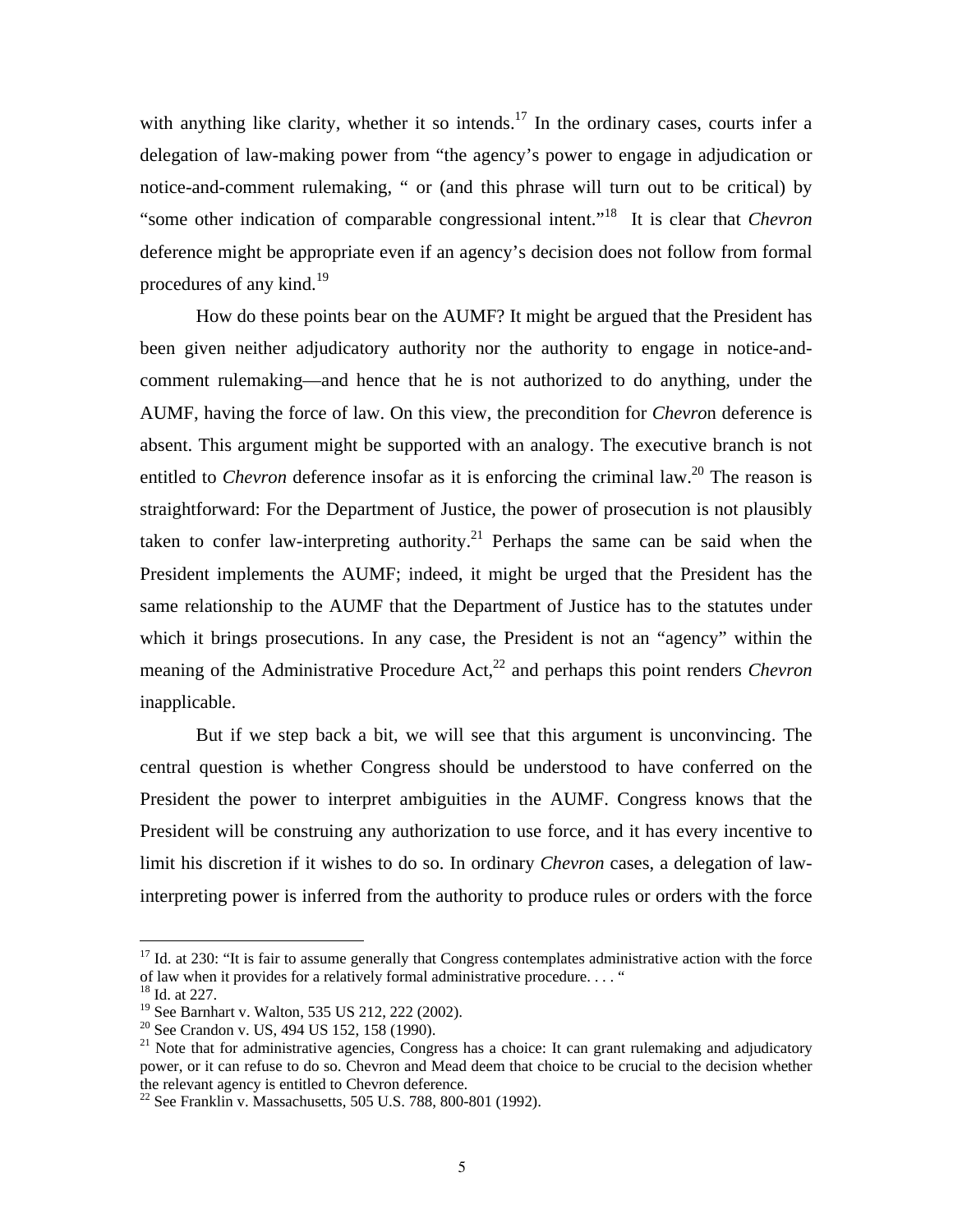with anything like clarity, whether it so intends.[17] In the ordinary cases, courts infer a delegation of law-making power from "the agency's power to engage in adjudication or notice-and-comment rulemaking, " or (and this phrase will turn out to be critical) by "some other indication of comparable congressional intent."[18] It is clear that *Chevron* deference might be appropriate even if an agency's decision does not follow from formal procedures of any kind.[19]

How do these points bear on the AUMF? It might be argued that the President has been given neither adjudicatory authority nor the authority to engage in notice-and-comment rulemaking—and hence that he is not authorized to do anything, under the AUMF, having the force of law. On this view, the precondition for *Chevro*n deference is absent. This argument might be supported with an analogy. The executive branch is not entitled to *Chevron* deference insofar as it is enforcing the criminal law.[20] The reason is straightforward: For the Department of Justice, the power of prosecution is not plausibly taken to confer law-interpreting authority.[21] Perhaps the same can be said when the President implements the AUMF; indeed, it might be urged that the President has the same relationship to the AUMF that the Department of Justice has to the statutes under which it brings prosecutions. In any case, the President is not an "agency" within the meaning of the Administrative Procedure Act,[22] and perhaps this point renders *Chevron* inapplicable.

But if we step back a bit, we will see that this argument is unconvincing. The central question is whether Congress should be understood to have conferred on the President the power to interpret ambiguities in the AUMF. Congress knows that the President will be construing any authorization to use force, and it has every incentive to limit his discretion if it wishes to do so. In ordinary *Chevron* cases, a delegation of law-interpreting power is inferred from the authority to produce rules or orders with the force

---

[17] Id. at 230: "It is fair to assume generally that Congress contemplates administrative action with the force of law when it provides for a relatively formal administrative procedure. . . . "

[18] Id. at 227.

[19] See Barnhart v. Walton, 535 US 212, 222 (2002).

[20] See Crandon v. US, 494 US 152, 158 (1990).

[21] Note that for administrative agencies, Congress has a choice: It can grant rulemaking and adjudicatory power, or it can refuse to do so. Chevron and Mead deem that choice to be crucial to the decision whether the relevant agency is entitled to Chevron deference.

[22] See Franklin v. Massachusetts, 505 U.S. 788, 800-801 (1992).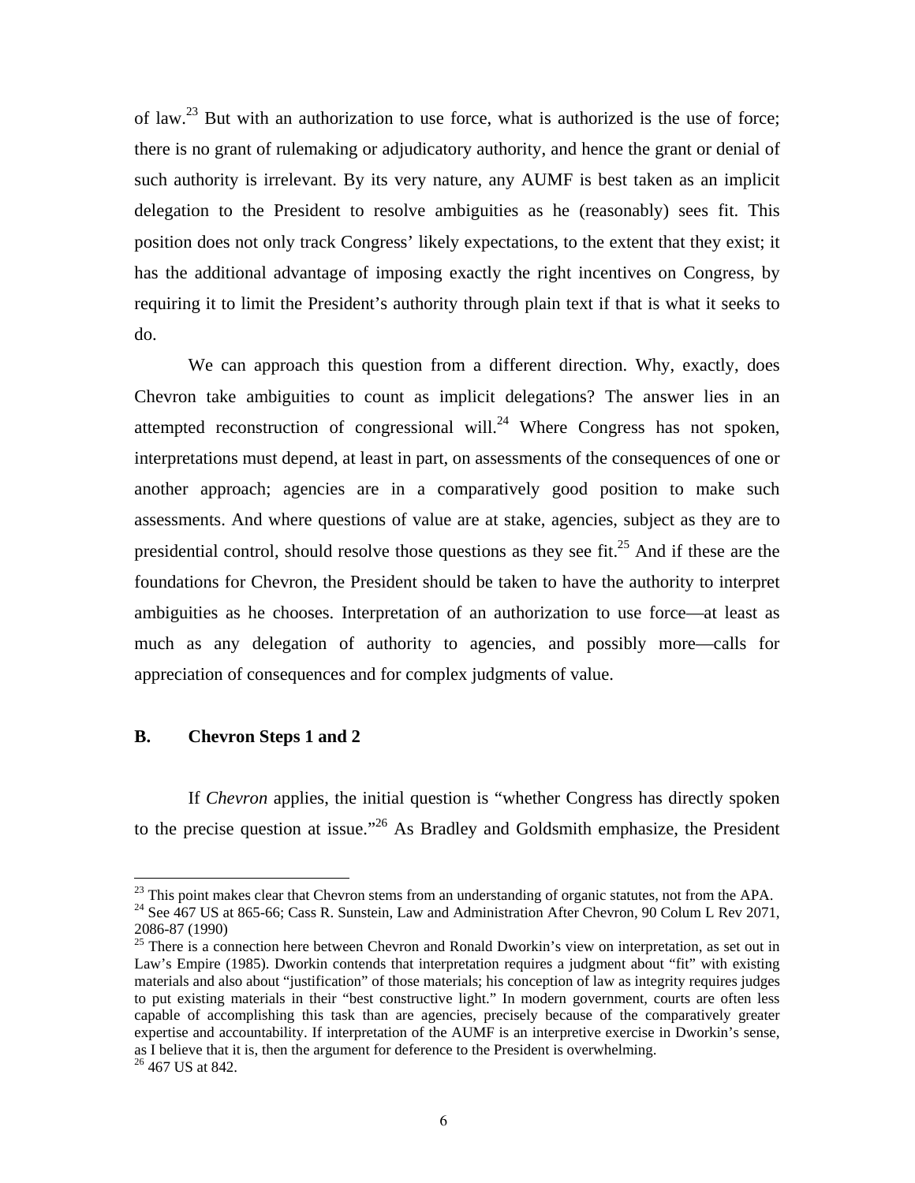of law.[23] But with an authorization to use force, what is authorized is the use of force; there is no grant of rulemaking or adjudicatory authority, and hence the grant or denial of such authority is irrelevant. By its very nature, any AUMF is best taken as an implicit delegation to the President to resolve ambiguities as he (reasonably) sees fit. This position does not only track Congress' likely expectations, to the extent that they exist; it has the additional advantage of imposing exactly the right incentives on Congress, by requiring it to limit the President's authority through plain text if that is what it seeks to do.

We can approach this question from a different direction. Why, exactly, does Chevron take ambiguities to count as implicit delegations? The answer lies in an attempted reconstruction of congressional will.[24] Where Congress has not spoken, interpretations must depend, at least in part, on assessments of the consequences of one or another approach; agencies are in a comparatively good position to make such assessments. And where questions of value are at stake, agencies, subject as they are to presidential control, should resolve those questions as they see fit.[25] And if these are the foundations for Chevron, the President should be taken to have the authority to interpret ambiguities as he chooses. Interpretation of an authorization to use force—at least as much as any delegation of authority to agencies, and possibly more—calls for appreciation of consequences and for complex judgments of value.

### B. Chevron Steps 1 and 2

If *Chevron* applies, the initial question is "whether Congress has directly spoken to the precise question at issue."[26] As Bradley and Goldsmith emphasize, the President

---

[23] This point makes clear that Chevron stems from an understanding of organic statutes, not from the APA.

[24] See 467 US at 865-66; Cass R. Sunstein, Law and Administration After Chevron, 90 Colum L Rev 2071, 2086-87 (1990)

[25] There is a connection here between Chevron and Ronald Dworkin's view on interpretation, as set out in Law's Empire (1985). Dworkin contends that interpretation requires a judgment about "fit" with existing materials and also about "justification" of those materials; his conception of law as integrity requires judges to put existing materials in their "best constructive light." In modern government, courts are often less capable of accomplishing this task than are agencies, precisely because of the comparatively greater expertise and accountability. If interpretation of the AUMF is an interpretive exercise in Dworkin's sense, as I believe that it is, then the argument for deference to the President is overwhelming.

[26] 467 US at 842.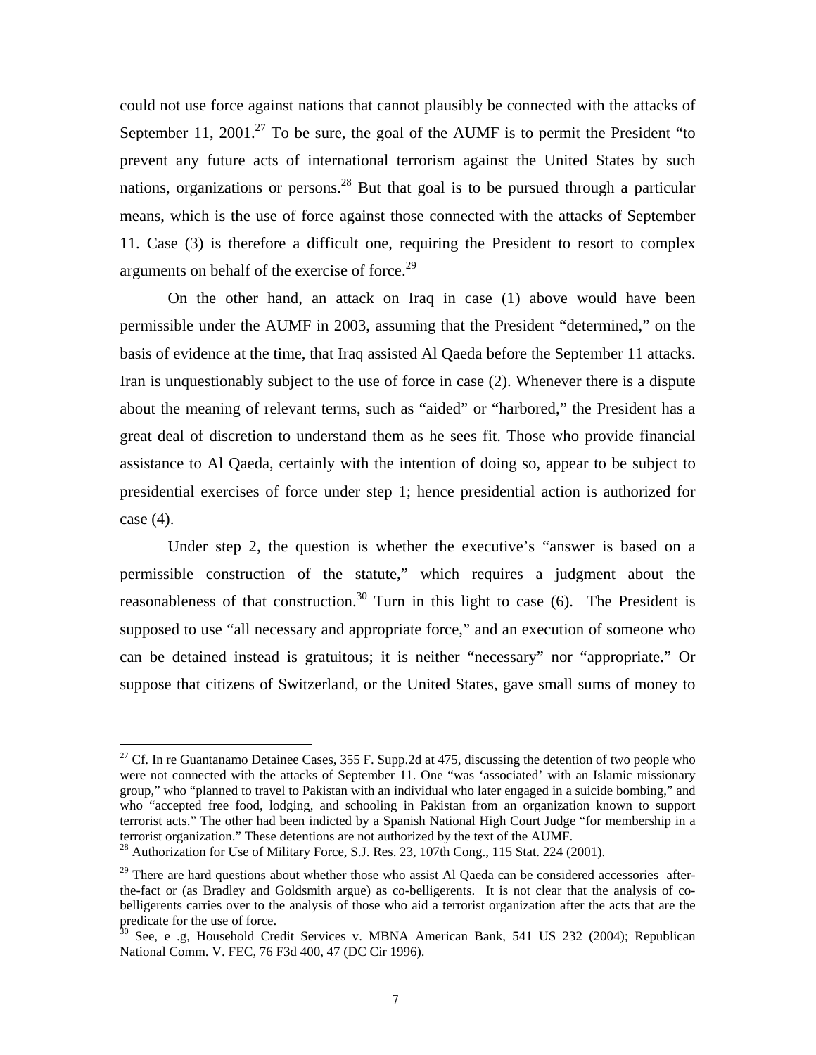could not use force against nations that cannot plausibly be connected with the attacks of September 11, 2001.[27] To be sure, the goal of the AUMF is to permit the President "to prevent any future acts of international terrorism against the United States by such nations, organizations or persons.[28] But that goal is to be pursued through a particular means, which is the use of force against those connected with the attacks of September 11. Case (3) is therefore a difficult one, requiring the President to resort to complex arguments on behalf of the exercise of force.[29]

On the other hand, an attack on Iraq in case (1) above would have been permissible under the AUMF in 2003, assuming that the President "determined," on the basis of evidence at the time, that Iraq assisted Al Qaeda before the September 11 attacks. Iran is unquestionably subject to the use of force in case (2). Whenever there is a dispute about the meaning of relevant terms, such as "aided" or "harbored," the President has a great deal of discretion to understand them as he sees fit. Those who provide financial assistance to Al Qaeda, certainly with the intention of doing so, appear to be subject to presidential exercises of force under step 1; hence presidential action is authorized for case (4).

Under step 2, the question is whether the executive's "answer is based on a permissible construction of the statute," which requires a judgment about the reasonableness of that construction.[30] Turn in this light to case (6). The President is supposed to use "all necessary and appropriate force," and an execution of someone who can be detained instead is gratuitous; it is neither "necessary" nor "appropriate." Or suppose that citizens of Switzerland, or the United States, gave small sums of money to

---

[27] Cf. In re Guantanamo Detainee Cases, 355 F. Supp.2d at 475, discussing the detention of two people who were not connected with the attacks of September 11. One "was 'associated' with an Islamic missionary group," who "planned to travel to Pakistan with an individual who later engaged in a suicide bombing," and who "accepted free food, lodging, and schooling in Pakistan from an organization known to support terrorist acts." The other had been indicted by a Spanish National High Court Judge "for membership in a terrorist organization." These detentions are not authorized by the text of the AUMF.

[28] Authorization for Use of Military Force, S.J. Res. 23, 107th Cong., 115 Stat. 224 (2001).

[29] There are hard questions about whether those who assist Al Qaeda can be considered accessories after-the-fact or (as Bradley and Goldsmith argue) as co-belligerents. It is not clear that the analysis of co-belligerents carries over to the analysis of those who aid a terrorist organization after the acts that are the predicate for the use of force.

[30] See, e .g, Household Credit Services v. MBNA American Bank, 541 US 232 (2004); Republican National Comm. V. FEC, 76 F3d 400, 47 (DC Cir 1996).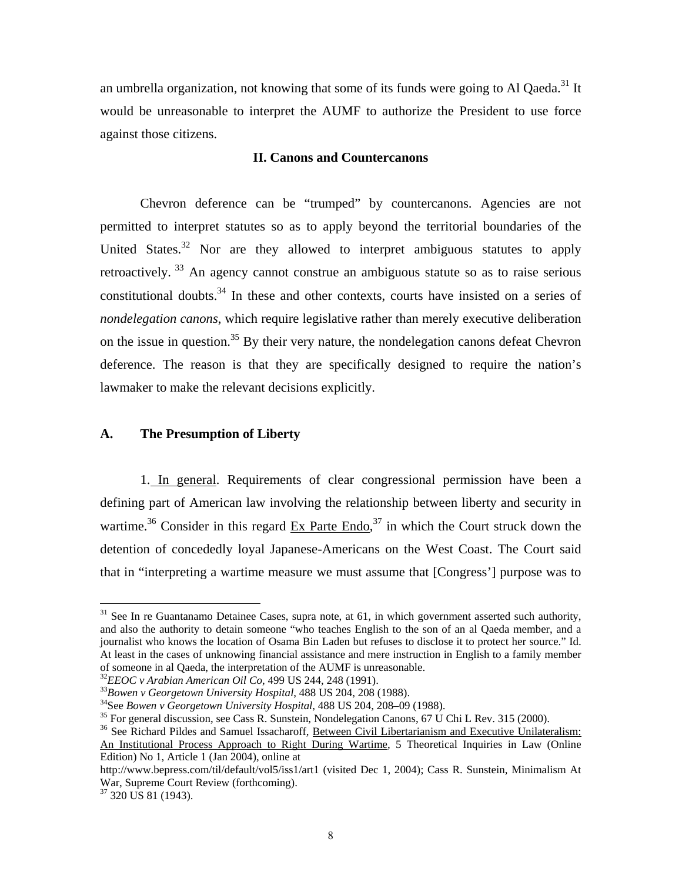an umbrella organization, not knowing that some of its funds were going to Al Qaeda.[31] It would be unreasonable to interpret the AUMF to authorize the President to use force against those citizens.

## II. Canons and Countercanons

Chevron deference can be "trumped" by countercanons. Agencies are not permitted to interpret statutes so as to apply beyond the territorial boundaries of the United States.[32] Nor are they allowed to interpret ambiguous statutes to apply retroactively.[33] An agency cannot construe an ambiguous statute so as to raise serious constitutional doubts.[34] In these and other contexts, courts have insisted on a series of *nondelegation canons*, which require legislative rather than merely executive deliberation on the issue in question.[35] By their very nature, the nondelegation canons defeat Chevron deference. The reason is that they are specifically designed to require the nation's lawmaker to make the relevant decisions explicitly.

### A. The Presumption of Liberty

1. In general. Requirements of clear congressional permission have been a defining part of American law involving the relationship between liberty and security in wartime.[36] Consider in this regard Ex Parte Endo,[37] in which the Court struck down the detention of concededly loyal Japanese-Americans on the West Coast. The Court said that in "interpreting a wartime measure we must assume that [Congress'] purpose was to

---

[31] See In re Guantanamo Detainee Cases, supra note, at 61, in which government asserted such authority, and also the authority to detain someone "who teaches English to the son of an al Qaeda member, and a journalist who knows the location of Osama Bin Laden but refuses to disclose it to protect her source." Id. At least in the cases of unknowing financial assistance and mere instruction in English to a family member of someone in al Qaeda, the interpretation of the AUMF is unreasonable.

[32] *EEOC v Arabian American Oil Co*, 499 US 244, 248 (1991).

[33] *Bowen v Georgetown University Hospital*, 488 US 204, 208 (1988).

[34] See *Bowen v Georgetown University Hospital*, 488 US 204, 208–09 (1988).

[35] For general discussion, see Cass R. Sunstein, Nondelegation Canons, 67 U Chi L Rev. 315 (2000).

[36] See Richard Pildes and Samuel Issacharoff, Between Civil Libertarianism and Executive Unilateralism: An Institutional Process Approach to Right During Wartime, 5 Theoretical Inquiries in Law (Online Edition) No 1, Article 1 (Jan 2004), online at http://www.bepress.com/til/default/vol5/iss1/art1 (visited Dec 1, 2004); Cass R. Sunstein, Minimalism At War, Supreme Court Review (forthcoming).

[37] 320 US 81 (1943).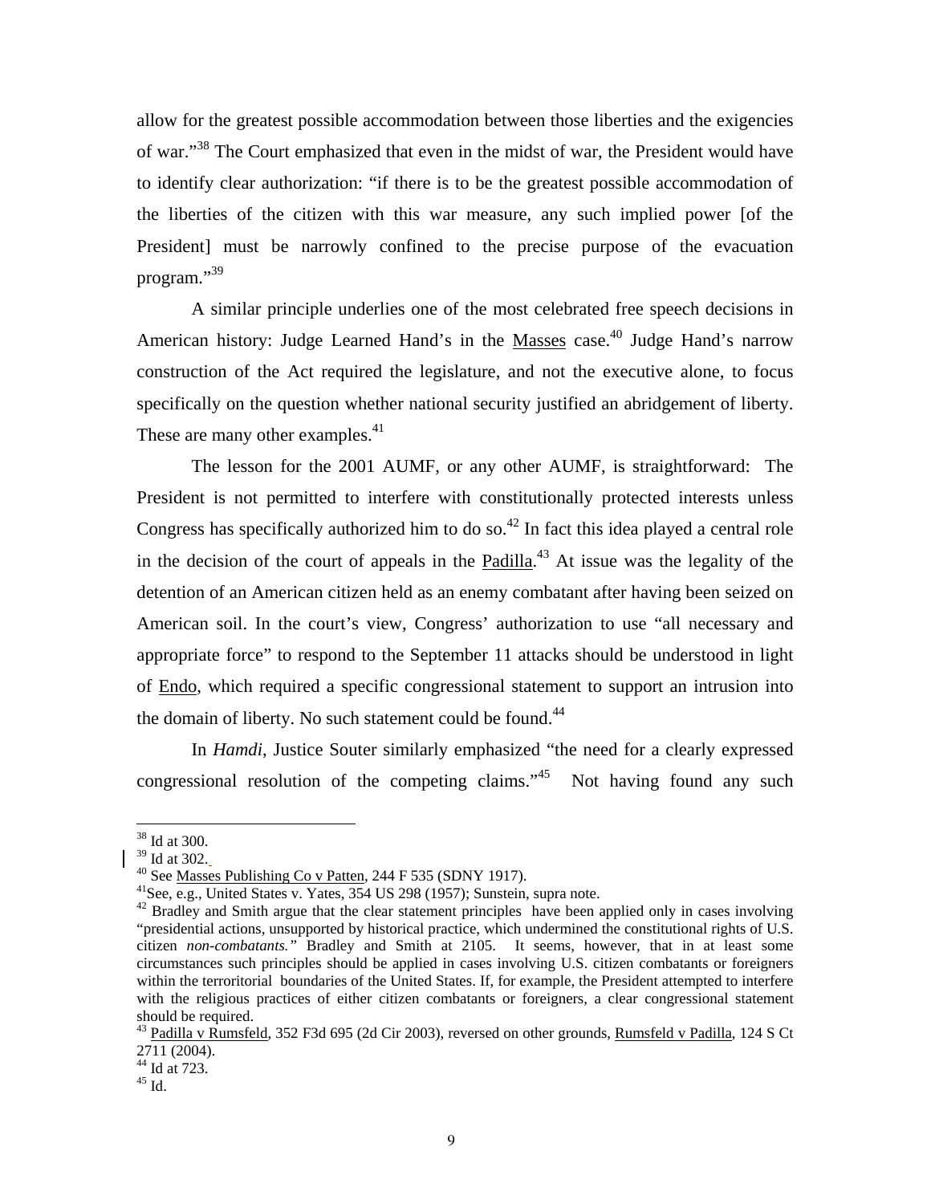allow for the greatest possible accommodation between those liberties and the exigencies of war."[38] The Court emphasized that even in the midst of war, the President would have to identify clear authorization: "if there is to be the greatest possible accommodation of the liberties of the citizen with this war measure, any such implied power [of the President] must be narrowly confined to the precise purpose of the evacuation program."[39]

A similar principle underlies one of the most celebrated free speech decisions in American history: Judge Learned Hand's in the Masses case.[40] Judge Hand's narrow construction of the Act required the legislature, and not the executive alone, to focus specifically on the question whether national security justified an abridgement of liberty. These are many other examples.[41]

The lesson for the 2001 AUMF, or any other AUMF, is straightforward: The President is not permitted to interfere with constitutionally protected interests unless Congress has specifically authorized him to do so.[42] In fact this idea played a central role in the decision of the court of appeals in the Padilla.[43] At issue was the legality of the detention of an American citizen held as an enemy combatant after having been seized on American soil. In the court's view, Congress' authorization to use "all necessary and appropriate force" to respond to the September 11 attacks should be understood in light of Endo, which required a specific congressional statement to support an intrusion into the domain of liberty. No such statement could be found.[44]

In *Hamdi*, Justice Souter similarly emphasized "the need for a clearly expressed congressional resolution of the competing claims."[45] Not having found any such

---

[38] Id at 300.

[39] Id at 302.

[40] See Masses Publishing Co v Patten, 244 F 535 (SDNY 1917).

[41] See, e.g., United States v. Yates, 354 US 298 (1957); Sunstein, supra note.

[42] Bradley and Smith argue that the clear statement principles have been applied only in cases involving "presidential actions, unsupported by historical practice, which undermined the constitutional rights of U.S. citizen *non-combatants."* Bradley and Smith at 2105. It seems, however, that in at least some circumstances such principles should be applied in cases involving U.S. citizen combatants or foreigners within the terroritorial boundaries of the United States. If, for example, the President attempted to interfere with the religious practices of either citizen combatants or foreigners, a clear congressional statement should be required.

[43] Padilla v Rumsfeld, 352 F3d 695 (2d Cir 2003), reversed on other grounds, Rumsfeld v Padilla, 124 S Ct 2711 (2004).

[44] Id at 723.

[45] Id.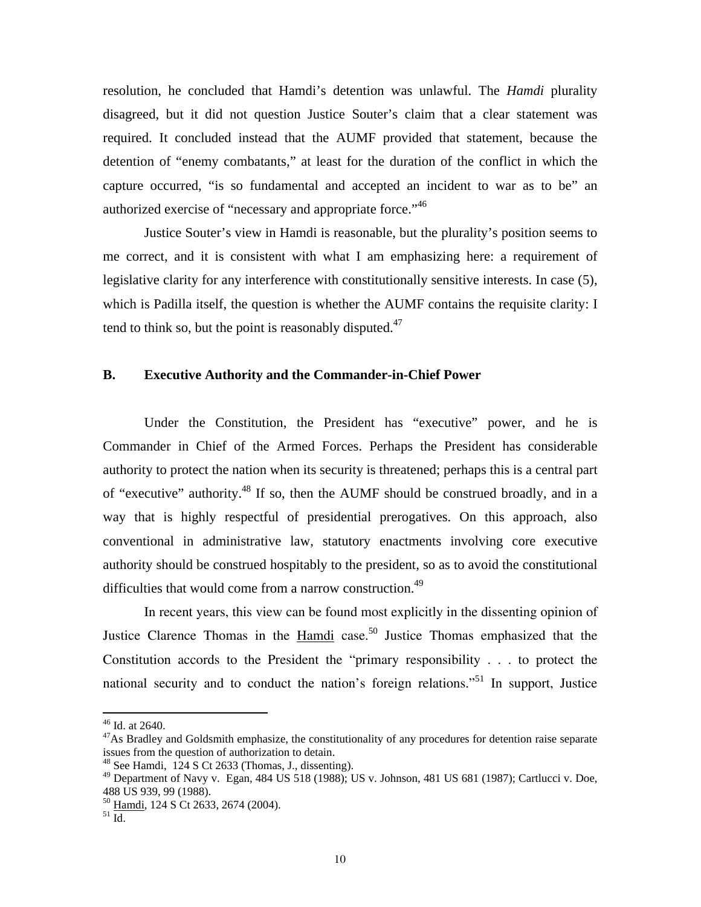resolution, he concluded that Hamdi's detention was unlawful. The *Hamdi* plurality disagreed, but it did not question Justice Souter's claim that a clear statement was required. It concluded instead that the AUMF provided that statement, because the detention of "enemy combatants," at least for the duration of the conflict in which the capture occurred, "is so fundamental and accepted an incident to war as to be" an authorized exercise of "necessary and appropriate force."[46]

Justice Souter's view in Hamdi is reasonable, but the plurality's position seems to me correct, and it is consistent with what I am emphasizing here: a requirement of legislative clarity for any interference with constitutionally sensitive interests. In case (5), which is Padilla itself, the question is whether the AUMF contains the requisite clarity: I tend to think so, but the point is reasonably disputed.[47]

## B. Executive Authority and the Commander-in-Chief Power

Under the Constitution, the President has "executive" power, and he is Commander in Chief of the Armed Forces. Perhaps the President has considerable authority to protect the nation when its security is threatened; perhaps this is a central part of "executive" authority.[48] If so, then the AUMF should be construed broadly, and in a way that is highly respectful of presidential prerogatives. On this approach, also conventional in administrative law, statutory enactments involving core executive authority should be construed hospitably to the president, so as to avoid the constitutional difficulties that would come from a narrow construction.[49]

In recent years, this view can be found most explicitly in the dissenting opinion of Justice Clarence Thomas in the Hamdi case.[50] Justice Thomas emphasized that the Constitution accords to the President the "primary responsibility . . . to protect the national security and to conduct the nation's foreign relations."[51] In support, Justice

---

[46] Id. at 2640.

[47] As Bradley and Goldsmith emphasize, the constitutionality of any procedures for detention raise separate issues from the question of authorization to detain.

[48] See Hamdi, 124 S Ct 2633 (Thomas, J., dissenting).

[49] Department of Navy v. Egan, 484 US 518 (1988); US v. Johnson, 481 US 681 (1987); Cartlucci v. Doe, 488 US 939, 99 (1988).

[50] Hamdi, 124 S Ct 2633, 2674 (2004).

[51] Id.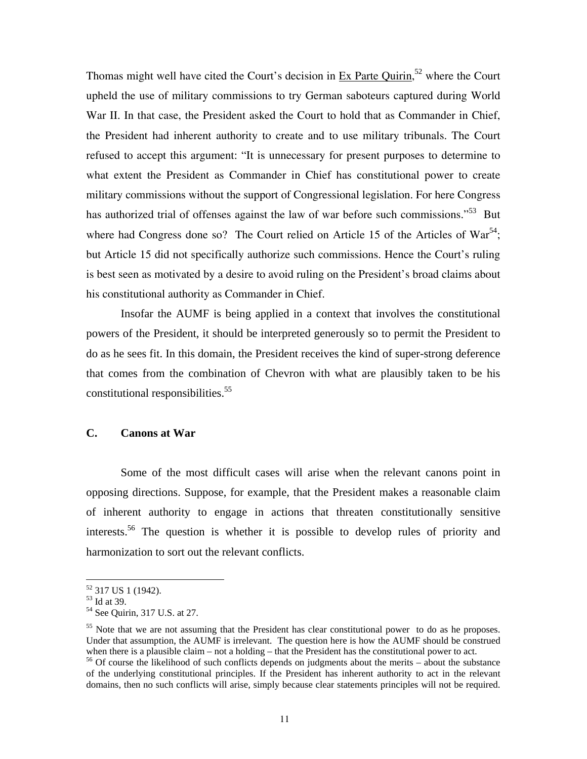Thomas might well have cited the Court's decision in Ex Parte Quirin,[52] where the Court upheld the use of military commissions to try German saboteurs captured during World War II. In that case, the President asked the Court to hold that as Commander in Chief, the President had inherent authority to create and to use military tribunals. The Court refused to accept this argument: "It is unnecessary for present purposes to determine to what extent the President as Commander in Chief has constitutional power to create military commissions without the support of Congressional legislation. For here Congress has authorized trial of offenses against the law of war before such commissions."[53] But where had Congress done so? The Court relied on Article 15 of the Articles of War[54]; but Article 15 did not specifically authorize such commissions. Hence the Court's ruling is best seen as motivated by a desire to avoid ruling on the President's broad claims about his constitutional authority as Commander in Chief.

Insofar the AUMF is being applied in a context that involves the constitutional powers of the President, it should be interpreted generously so to permit the President to do as he sees fit. In this domain, the President receives the kind of super-strong deference that comes from the combination of Chevron with what are plausibly taken to be his constitutional responsibilities.[55]

### C. Canons at War

Some of the most difficult cases will arise when the relevant canons point in opposing directions. Suppose, for example, that the President makes a reasonable claim of inherent authority to engage in actions that threaten constitutionally sensitive interests.[56] The question is whether it is possible to develop rules of priority and harmonization to sort out the relevant conflicts.

---

[52] 317 US 1 (1942).

[53] Id at 39.

[54] See Quirin, 317 U.S. at 27.

[55] Note that we are not assuming that the President has clear constitutional power to do as he proposes. Under that assumption, the AUMF is irrelevant. The question here is how the AUMF should be construed when there is a plausible claim – not a holding – that the President has the constitutional power to act.

[56] Of course the likelihood of such conflicts depends on judgments about the merits – about the substance of the underlying constitutional principles. If the President has inherent authority to act in the relevant domains, then no such conflicts will arise, simply because clear statements principles will not be required.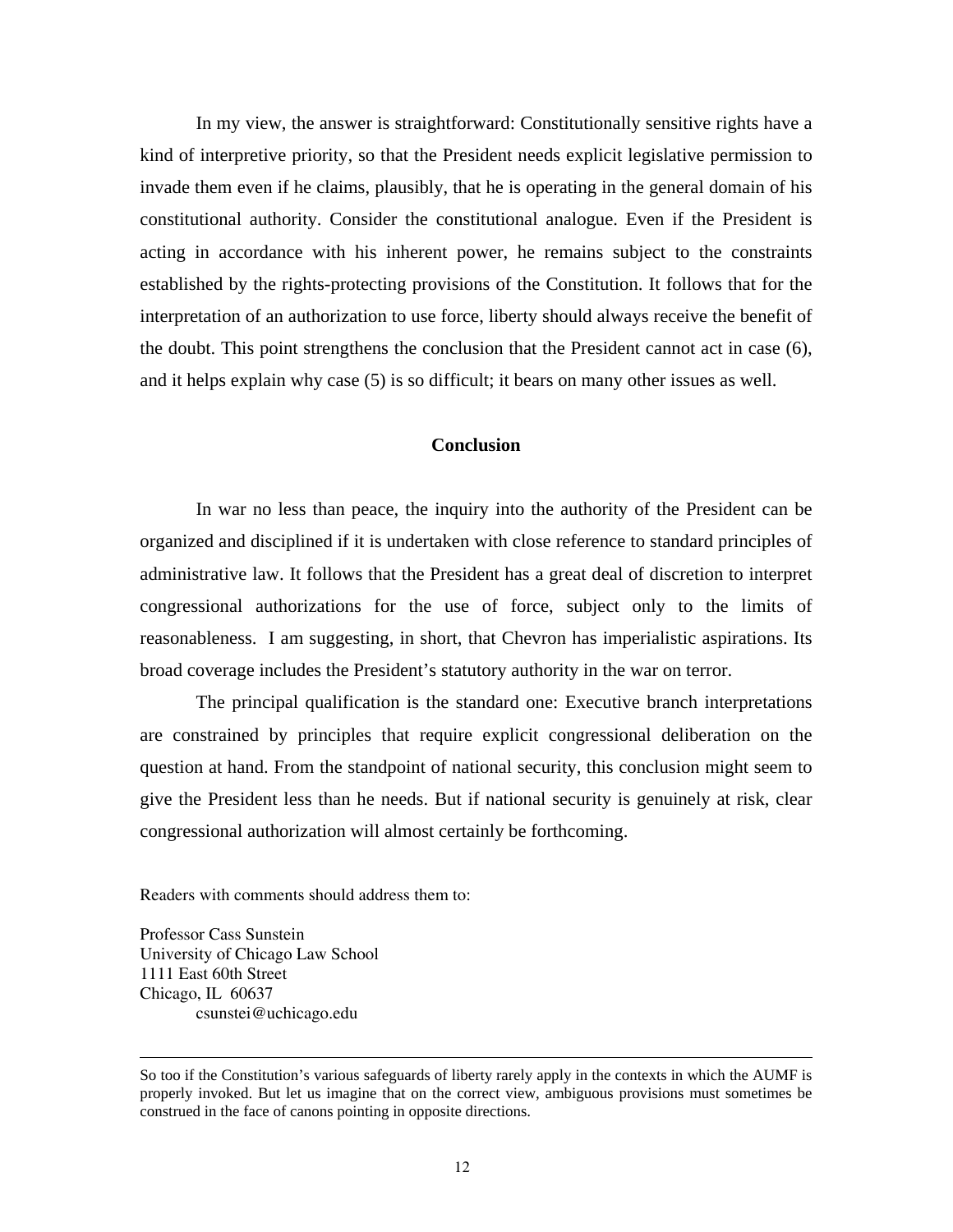In my view, the answer is straightforward: Constitutionally sensitive rights have a kind of interpretive priority, so that the President needs explicit legislative permission to invade them even if he claims, plausibly, that he is operating in the general domain of his constitutional authority. Consider the constitutional analogue. Even if the President is acting in accordance with his inherent power, he remains subject to the constraints established by the rights-protecting provisions of the Constitution. It follows that for the interpretation of an authorization to use force, liberty should always receive the benefit of the doubt. This point strengthens the conclusion that the President cannot act in case (6), and it helps explain why case (5) is so difficult; it bears on many other issues as well.

## Conclusion

In war no less than peace, the inquiry into the authority of the President can be organized and disciplined if it is undertaken with close reference to standard principles of administrative law. It follows that the President has a great deal of discretion to interpret congressional authorizations for the use of force, subject only to the limits of reasonableness. I am suggesting, in short, that Chevron has imperialistic aspirations. Its broad coverage includes the President's statutory authority in the war on terror.

The principal qualification is the standard one: Executive branch interpretations are constrained by principles that require explicit congressional deliberation on the question at hand. From the standpoint of national security, this conclusion might seem to give the President less than he needs. But if national security is genuinely at risk, clear congressional authorization will almost certainly be forthcoming.

Readers with comments should address them to:

Professor Cass Sunstein
University of Chicago Law School
1111 East 60th Street
Chicago, IL 60637
csunstei@uchicago.edu

---

So too if the Constitution's various safeguards of liberty rarely apply in the contexts in which the AUMF is properly invoked. But let us imagine that on the correct view, ambiguous provisions must sometimes be construed in the face of canons pointing in opposite directions.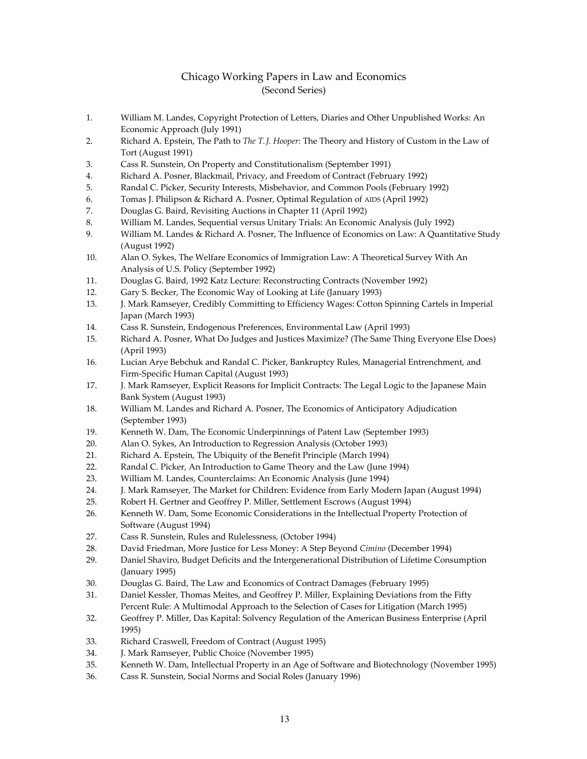# Chicago Working Papers in Law and Economics
(Second Series)

1. William M. Landes, Copyright Protection of Letters, Diaries and Other Unpublished Works: An Economic Approach (July 1991)
2. Richard A. Epstein, The Path to *The T. J. Hooper*: The Theory and History of Custom in the Law of Tort (August 1991)
3. Cass R. Sunstein, On Property and Constitutionalism (September 1991)
4. Richard A. Posner, Blackmail, Privacy, and Freedom of Contract (February 1992)
5. Randal C. Picker, Security Interests, Misbehavior, and Common Pools (February 1992)
6. Tomas J. Philipson & Richard A. Posner, Optimal Regulation of AIDS (April 1992)
7. Douglas G. Baird, Revisiting Auctions in Chapter 11 (April 1992)
8. William M. Landes, Sequential versus Unitary Trials: An Economic Analysis (July 1992)
9. William M. Landes & Richard A. Posner, The Influence of Economics on Law: A Quantitative Study (August 1992)
10. Alan O. Sykes, The Welfare Economics of Immigration Law: A Theoretical Survey With An Analysis of U.S. Policy (September 1992)
11. Douglas G. Baird, 1992 Katz Lecture: Reconstructing Contracts (November 1992)
12. Gary S. Becker, The Economic Way of Looking at Life (January 1993)
13. J. Mark Ramseyer, Credibly Committing to Efficiency Wages: Cotton Spinning Cartels in Imperial Japan (March 1993)
14. Cass R. Sunstein, Endogenous Preferences, Environmental Law (April 1993)
15. Richard A. Posner, What Do Judges and Justices Maximize? (The Same Thing Everyone Else Does) (April 1993)
16. Lucian Arye Bebchuk and Randal C. Picker, Bankruptcy Rules, Managerial Entrenchment, and Firm-Specific Human Capital (August 1993)
17. J. Mark Ramseyer, Explicit Reasons for Implicit Contracts: The Legal Logic to the Japanese Main Bank System (August 1993)
18. William M. Landes and Richard A. Posner, The Economics of Anticipatory Adjudication (September 1993)
19. Kenneth W. Dam, The Economic Underpinnings of Patent Law (September 1993)
20. Alan O. Sykes, An Introduction to Regression Analysis (October 1993)
21. Richard A. Epstein, The Ubiquity of the Benefit Principle (March 1994)
22. Randal C. Picker, An Introduction to Game Theory and the Law (June 1994)
23. William M. Landes, Counterclaims: An Economic Analysis (June 1994)
24. J. Mark Ramseyer, The Market for Children: Evidence from Early Modern Japan (August 1994)
25. Robert H. Gertner and Geoffrey P. Miller, Settlement Escrows (August 1994)
26. Kenneth W. Dam, Some Economic Considerations in the Intellectual Property Protection of Software (August 1994)
27. Cass R. Sunstein, Rules and Rulelessness, (October 1994)
28. David Friedman, More Justice for Less Money: A Step Beyond *Cimino* (December 1994)
29. Daniel Shaviro, Budget Deficits and the Intergenerational Distribution of Lifetime Consumption (January 1995)
30. Douglas G. Baird, The Law and Economics of Contract Damages (February 1995)
31. Daniel Kessler, Thomas Meites, and Geoffrey P. Miller, Explaining Deviations from the Fifty Percent Rule: A Multimodal Approach to the Selection of Cases for Litigation (March 1995)
32. Geoffrey P. Miller, Das Kapital: Solvency Regulation of the American Business Enterprise (April 1995)
33. Richard Craswell, Freedom of Contract (August 1995)
34. J. Mark Ramseyer, Public Choice (November 1995)
35. Kenneth W. Dam, Intellectual Property in an Age of Software and Biotechnology (November 1995)
36. Cass R. Sunstein, Social Norms and Social Roles (January 1996)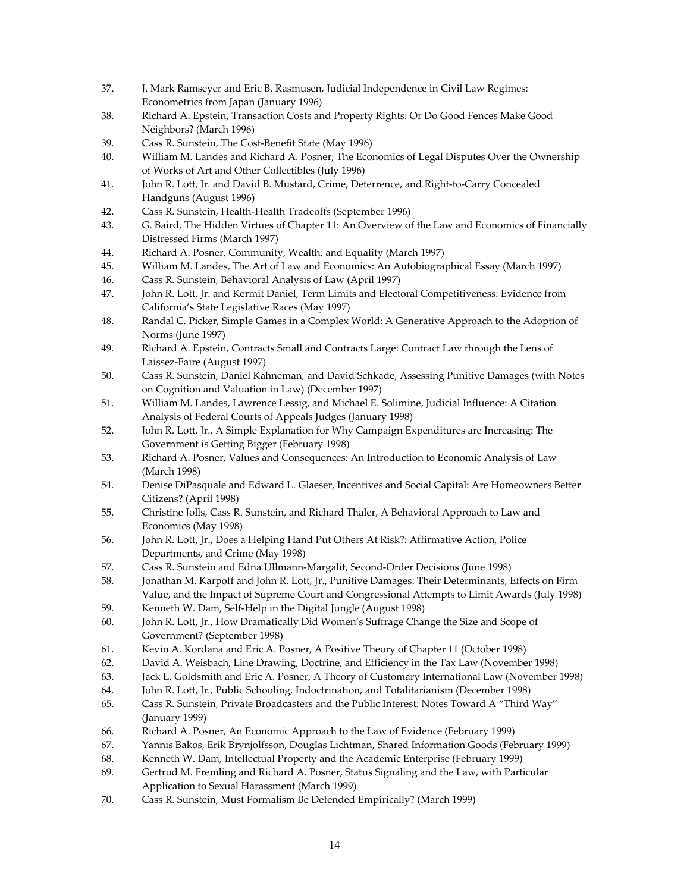37. J. Mark Ramseyer and Eric B. Rasmusen, Judicial Independence in Civil Law Regimes: Econometrics from Japan (January 1996)
38. Richard A. Epstein, Transaction Costs and Property Rights: Or Do Good Fences Make Good Neighbors? (March 1996)
39. Cass R. Sunstein, The Cost-Benefit State (May 1996)
40. William M. Landes and Richard A. Posner, The Economics of Legal Disputes Over the Ownership of Works of Art and Other Collectibles (July 1996)
41. John R. Lott, Jr. and David B. Mustard, Crime, Deterrence, and Right-to-Carry Concealed Handguns (August 1996)
42. Cass R. Sunstein, Health-Health Tradeoffs (September 1996)
43. G. Baird, The Hidden Virtues of Chapter 11: An Overview of the Law and Economics of Financially Distressed Firms (March 1997)
44. Richard A. Posner, Community, Wealth, and Equality (March 1997)
45. William M. Landes, The Art of Law and Economics: An Autobiographical Essay (March 1997)
46. Cass R. Sunstein, Behavioral Analysis of Law (April 1997)
47. John R. Lott, Jr. and Kermit Daniel, Term Limits and Electoral Competitiveness: Evidence from California's State Legislative Races (May 1997)
48. Randal C. Picker, Simple Games in a Complex World: A Generative Approach to the Adoption of Norms (June 1997)
49. Richard A. Epstein, Contracts Small and Contracts Large: Contract Law through the Lens of Laissez-Faire (August 1997)
50. Cass R. Sunstein, Daniel Kahneman, and David Schkade, Assessing Punitive Damages (with Notes on Cognition and Valuation in Law) (December 1997)
51. William M. Landes, Lawrence Lessig, and Michael E. Solimine, Judicial Influence: A Citation Analysis of Federal Courts of Appeals Judges (January 1998)
52. John R. Lott, Jr., A Simple Explanation for Why Campaign Expenditures are Increasing: The Government is Getting Bigger (February 1998)
53. Richard A. Posner, Values and Consequences: An Introduction to Economic Analysis of Law (March 1998)
54. Denise DiPasquale and Edward L. Glaeser, Incentives and Social Capital: Are Homeowners Better Citizens? (April 1998)
55. Christine Jolls, Cass R. Sunstein, and Richard Thaler, A Behavioral Approach to Law and Economics (May 1998)
56. John R. Lott, Jr., Does a Helping Hand Put Others At Risk?: Affirmative Action, Police Departments, and Crime (May 1998)
57. Cass R. Sunstein and Edna Ullmann-Margalit, Second-Order Decisions (June 1998)
58. Jonathan M. Karpoff and John R. Lott, Jr., Punitive Damages: Their Determinants, Effects on Firm Value, and the Impact of Supreme Court and Congressional Attempts to Limit Awards (July 1998)
59. Kenneth W. Dam, Self-Help in the Digital Jungle (August 1998)
60. John R. Lott, Jr., How Dramatically Did Women's Suffrage Change the Size and Scope of Government? (September 1998)
61. Kevin A. Kordana and Eric A. Posner, A Positive Theory of Chapter 11 (October 1998)
62. David A. Weisbach, Line Drawing, Doctrine, and Efficiency in the Tax Law (November 1998)
63. Jack L. Goldsmith and Eric A. Posner, A Theory of Customary International Law (November 1998)
64. John R. Lott, Jr., Public Schooling, Indoctrination, and Totalitarianism (December 1998)
65. Cass R. Sunstein, Private Broadcasters and the Public Interest: Notes Toward A "Third Way" (January 1999)
66. Richard A. Posner, An Economic Approach to the Law of Evidence (February 1999)
67. Yannis Bakos, Erik Brynjolfsson, Douglas Lichtman, Shared Information Goods (February 1999)
68. Kenneth W. Dam, Intellectual Property and the Academic Enterprise (February 1999)
69. Gertrud M. Fremling and Richard A. Posner, Status Signaling and the Law, with Particular Application to Sexual Harassment (March 1999)
70. Cass R. Sunstein, Must Formalism Be Defended Empirically? (March 1999)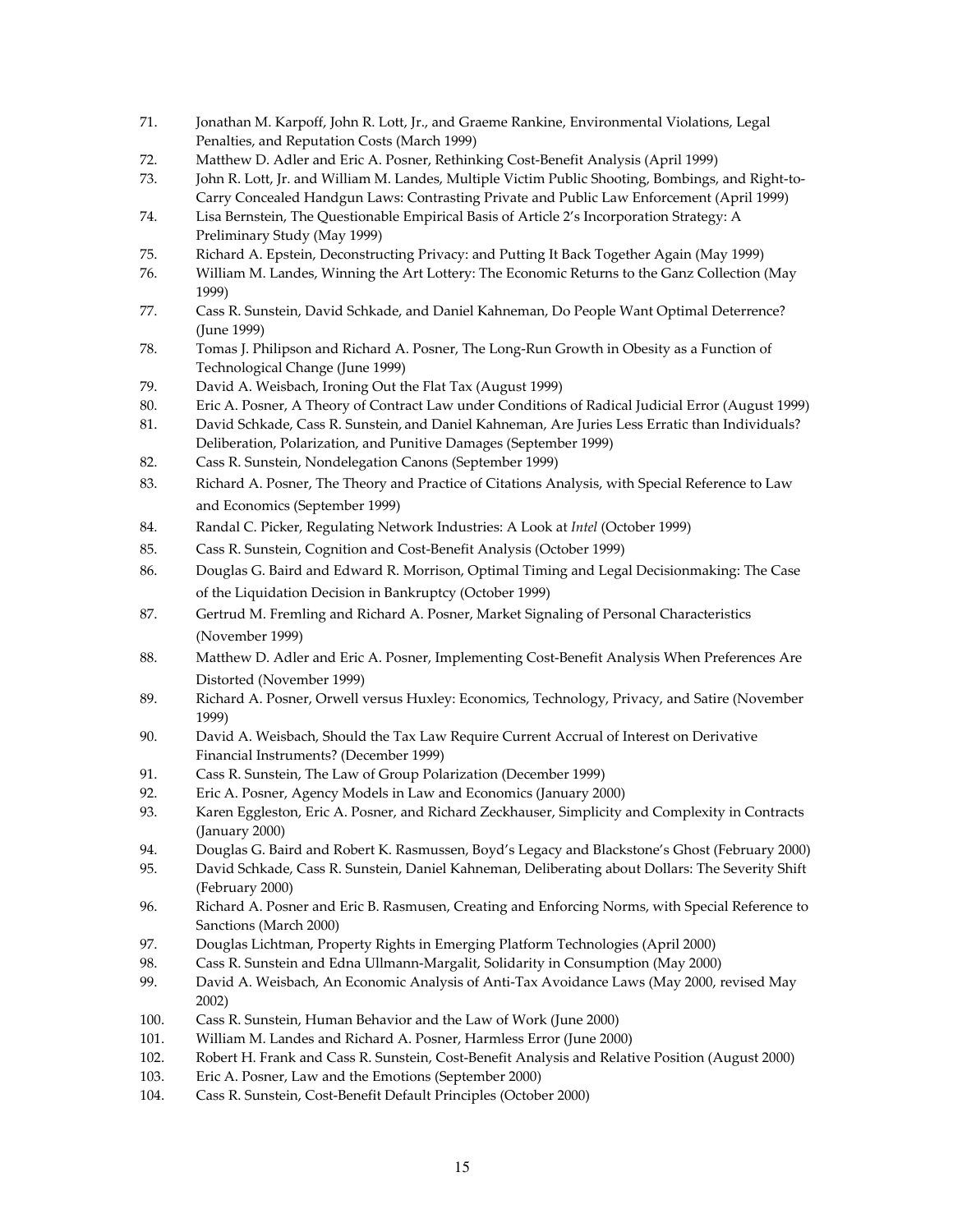71. Jonathan M. Karpoff, John R. Lott, Jr., and Graeme Rankine, Environmental Violations, Legal Penalties, and Reputation Costs (March 1999)
72. Matthew D. Adler and Eric A. Posner, Rethinking Cost-Benefit Analysis (April 1999)
73. John R. Lott, Jr. and William M. Landes, Multiple Victim Public Shooting, Bombings, and Right-to-Carry Concealed Handgun Laws: Contrasting Private and Public Law Enforcement (April 1999)
74. Lisa Bernstein, The Questionable Empirical Basis of Article 2's Incorporation Strategy: A Preliminary Study (May 1999)
75. Richard A. Epstein, Deconstructing Privacy: and Putting It Back Together Again (May 1999)
76. William M. Landes, Winning the Art Lottery: The Economic Returns to the Ganz Collection (May 1999)
77. Cass R. Sunstein, David Schkade, and Daniel Kahneman, Do People Want Optimal Deterrence? (June 1999)
78. Tomas J. Philipson and Richard A. Posner, The Long-Run Growth in Obesity as a Function of Technological Change (June 1999)
79. David A. Weisbach, Ironing Out the Flat Tax (August 1999)
80. Eric A. Posner, A Theory of Contract Law under Conditions of Radical Judicial Error (August 1999)
81. David Schkade, Cass R. Sunstein, and Daniel Kahneman, Are Juries Less Erratic than Individuals? Deliberation, Polarization, and Punitive Damages (September 1999)
82. Cass R. Sunstein, Nondelegation Canons (September 1999)
83. Richard A. Posner, The Theory and Practice of Citations Analysis, with Special Reference to Law and Economics (September 1999)
84. Randal C. Picker, Regulating Network Industries: A Look at *Intel* (October 1999)
85. Cass R. Sunstein, Cognition and Cost-Benefit Analysis (October 1999)
86. Douglas G. Baird and Edward R. Morrison, Optimal Timing and Legal Decisionmaking: The Case of the Liquidation Decision in Bankruptcy (October 1999)
87. Gertrud M. Fremling and Richard A. Posner, Market Signaling of Personal Characteristics (November 1999)
88. Matthew D. Adler and Eric A. Posner, Implementing Cost-Benefit Analysis When Preferences Are Distorted (November 1999)
89. Richard A. Posner, Orwell versus Huxley: Economics, Technology, Privacy, and Satire (November 1999)
90. David A. Weisbach, Should the Tax Law Require Current Accrual of Interest on Derivative Financial Instruments? (December 1999)
91. Cass R. Sunstein, The Law of Group Polarization (December 1999)
92. Eric A. Posner, Agency Models in Law and Economics (January 2000)
93. Karen Eggleston, Eric A. Posner, and Richard Zeckhauser, Simplicity and Complexity in Contracts (January 2000)
94. Douglas G. Baird and Robert K. Rasmussen, Boyd's Legacy and Blackstone's Ghost (February 2000)
95. David Schkade, Cass R. Sunstein, Daniel Kahneman, Deliberating about Dollars: The Severity Shift (February 2000)
96. Richard A. Posner and Eric B. Rasmusen, Creating and Enforcing Norms, with Special Reference to Sanctions (March 2000)
97. Douglas Lichtman, Property Rights in Emerging Platform Technologies (April 2000)
98. Cass R. Sunstein and Edna Ullmann-Margalit, Solidarity in Consumption (May 2000)
99. David A. Weisbach, An Economic Analysis of Anti-Tax Avoidance Laws (May 2000, revised May 2002)
100. Cass R. Sunstein, Human Behavior and the Law of Work (June 2000)
101. William M. Landes and Richard A. Posner, Harmless Error (June 2000)
102. Robert H. Frank and Cass R. Sunstein, Cost-Benefit Analysis and Relative Position (August 2000)
103. Eric A. Posner, Law and the Emotions (September 2000)
104. Cass R. Sunstein, Cost-Benefit Default Principles (October 2000)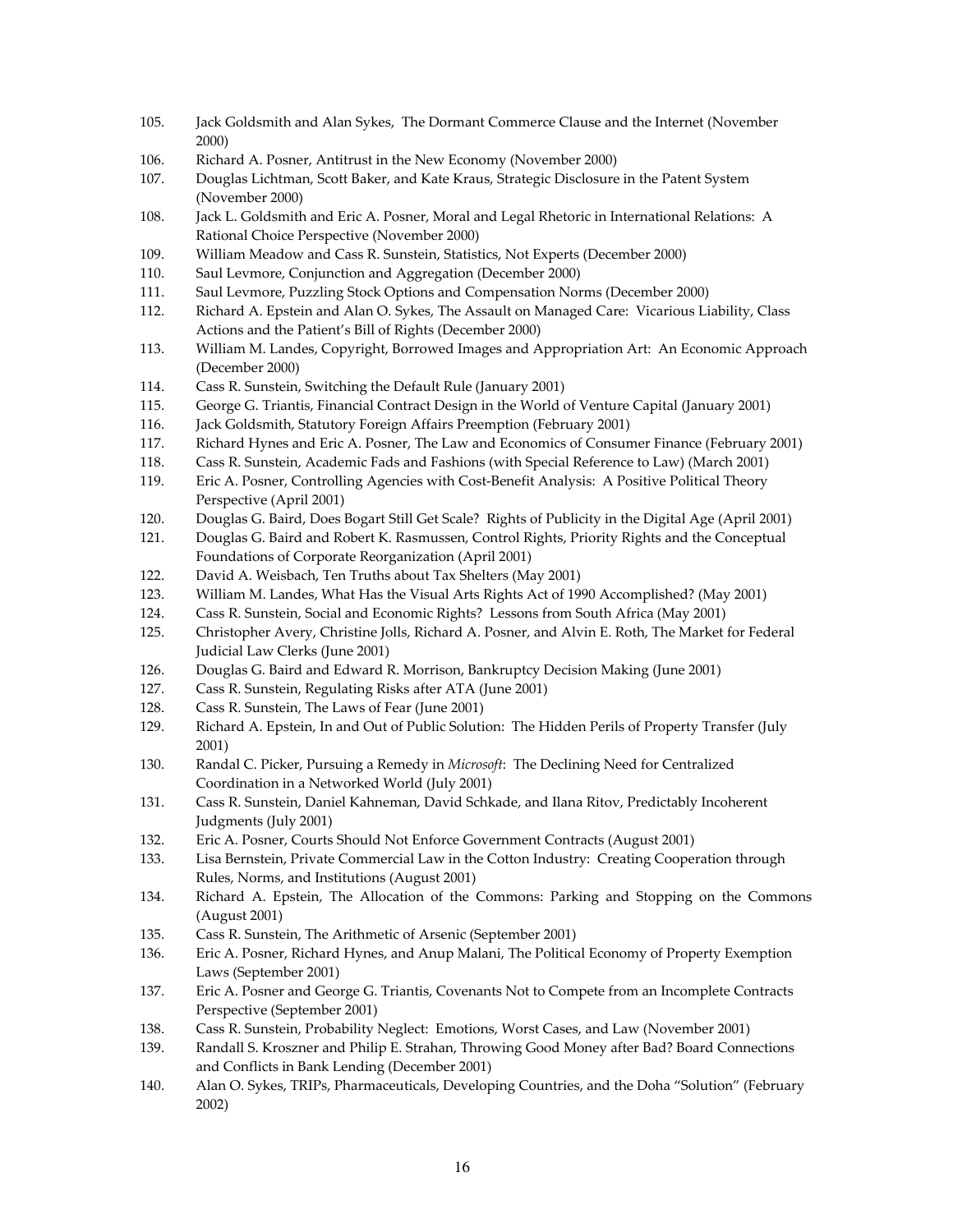105. Jack Goldsmith and Alan Sykes, The Dormant Commerce Clause and the Internet (November 2000)
106. Richard A. Posner, Antitrust in the New Economy (November 2000)
107. Douglas Lichtman, Scott Baker, and Kate Kraus, Strategic Disclosure in the Patent System (November 2000)
108. Jack L. Goldsmith and Eric A. Posner, Moral and Legal Rhetoric in International Relations: A Rational Choice Perspective (November 2000)
109. William Meadow and Cass R. Sunstein, Statistics, Not Experts (December 2000)
110. Saul Levmore, Conjunction and Aggregation (December 2000)
111. Saul Levmore, Puzzling Stock Options and Compensation Norms (December 2000)
112. Richard A. Epstein and Alan O. Sykes, The Assault on Managed Care: Vicarious Liability, Class Actions and the Patient's Bill of Rights (December 2000)
113. William M. Landes, Copyright, Borrowed Images and Appropriation Art: An Economic Approach (December 2000)
114. Cass R. Sunstein, Switching the Default Rule (January 2001)
115. George G. Triantis, Financial Contract Design in the World of Venture Capital (January 2001)
116. Jack Goldsmith, Statutory Foreign Affairs Preemption (February 2001)
117. Richard Hynes and Eric A. Posner, The Law and Economics of Consumer Finance (February 2001)
118. Cass R. Sunstein, Academic Fads and Fashions (with Special Reference to Law) (March 2001)
119. Eric A. Posner, Controlling Agencies with Cost-Benefit Analysis: A Positive Political Theory Perspective (April 2001)
120. Douglas G. Baird, Does Bogart Still Get Scale? Rights of Publicity in the Digital Age (April 2001)
121. Douglas G. Baird and Robert K. Rasmussen, Control Rights, Priority Rights and the Conceptual Foundations of Corporate Reorganization (April 2001)
122. David A. Weisbach, Ten Truths about Tax Shelters (May 2001)
123. William M. Landes, What Has the Visual Arts Rights Act of 1990 Accomplished? (May 2001)
124. Cass R. Sunstein, Social and Economic Rights? Lessons from South Africa (May 2001)
125. Christopher Avery, Christine Jolls, Richard A. Posner, and Alvin E. Roth, The Market for Federal Judicial Law Clerks (June 2001)
126. Douglas G. Baird and Edward R. Morrison, Bankruptcy Decision Making (June 2001)
127. Cass R. Sunstein, Regulating Risks after ATA (June 2001)
128. Cass R. Sunstein, The Laws of Fear (June 2001)
129. Richard A. Epstein, In and Out of Public Solution: The Hidden Perils of Property Transfer (July 2001)
130. Randal C. Picker, Pursuing a Remedy in *Microsoft*: The Declining Need for Centralized Coordination in a Networked World (July 2001)
131. Cass R. Sunstein, Daniel Kahneman, David Schkade, and Ilana Ritov, Predictably Incoherent Judgments (July 2001)
132. Eric A. Posner, Courts Should Not Enforce Government Contracts (August 2001)
133. Lisa Bernstein, Private Commercial Law in the Cotton Industry: Creating Cooperation through Rules, Norms, and Institutions (August 2001)
134. Richard A. Epstein, The Allocation of the Commons: Parking and Stopping on the Commons (August 2001)
135. Cass R. Sunstein, The Arithmetic of Arsenic (September 2001)
136. Eric A. Posner, Richard Hynes, and Anup Malani, The Political Economy of Property Exemption Laws (September 2001)
137. Eric A. Posner and George G. Triantis, Covenants Not to Compete from an Incomplete Contracts Perspective (September 2001)
138. Cass R. Sunstein, Probability Neglect: Emotions, Worst Cases, and Law (November 2001)
139. Randall S. Kroszner and Philip E. Strahan, Throwing Good Money after Bad? Board Connections and Conflicts in Bank Lending (December 2001)
140. Alan O. Sykes, TRIPs, Pharmaceuticals, Developing Countries, and the Doha "Solution" (February 2002)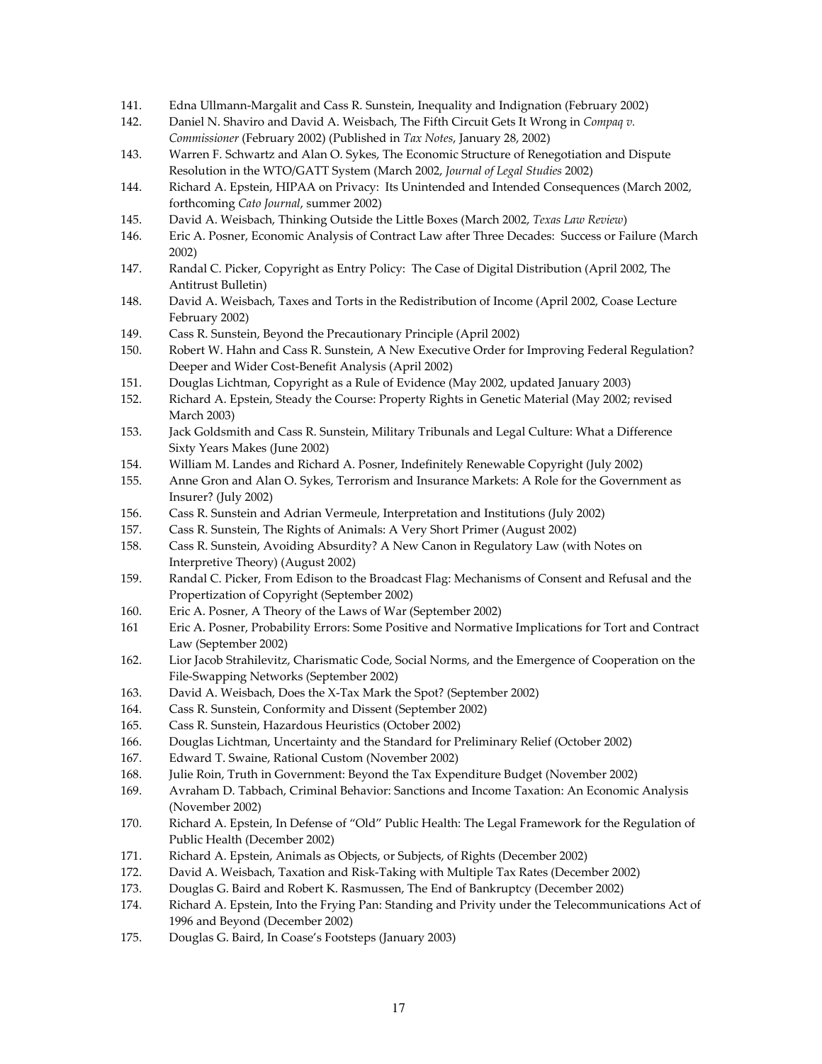141. Edna Ullmann-Margalit and Cass R. Sunstein, Inequality and Indignation (February 2002)
142. Daniel N. Shaviro and David A. Weisbach, The Fifth Circuit Gets It Wrong in *Compaq v. Commissioner* (February 2002) (Published in *Tax Notes*, January 28, 2002)
143. Warren F. Schwartz and Alan O. Sykes, The Economic Structure of Renegotiation and Dispute Resolution in the WTO/GATT System (March 2002, *Journal of Legal Studies* 2002)
144. Richard A. Epstein, HIPAA on Privacy: Its Unintended and Intended Consequences (March 2002, forthcoming *Cato Journal*, summer 2002)
145. David A. Weisbach, Thinking Outside the Little Boxes (March 2002, *Texas Law Review*)
146. Eric A. Posner, Economic Analysis of Contract Law after Three Decades: Success or Failure (March 2002)
147. Randal C. Picker, Copyright as Entry Policy: The Case of Digital Distribution (April 2002, The Antitrust Bulletin)
148. David A. Weisbach, Taxes and Torts in the Redistribution of Income (April 2002, Coase Lecture February 2002)
149. Cass R. Sunstein, Beyond the Precautionary Principle (April 2002)
150. Robert W. Hahn and Cass R. Sunstein, A New Executive Order for Improving Federal Regulation? Deeper and Wider Cost-Benefit Analysis (April 2002)
151. Douglas Lichtman, Copyright as a Rule of Evidence (May 2002, updated January 2003)
152. Richard A. Epstein, Steady the Course: Property Rights in Genetic Material (May 2002; revised March 2003)
153. Jack Goldsmith and Cass R. Sunstein, Military Tribunals and Legal Culture: What a Difference Sixty Years Makes (June 2002)
154. William M. Landes and Richard A. Posner, Indefinitely Renewable Copyright (July 2002)
155. Anne Gron and Alan O. Sykes, Terrorism and Insurance Markets: A Role for the Government as Insurer? (July 2002)
156. Cass R. Sunstein and Adrian Vermeule, Interpretation and Institutions (July 2002)
157. Cass R. Sunstein, The Rights of Animals: A Very Short Primer (August 2002)
158. Cass R. Sunstein, Avoiding Absurdity? A New Canon in Regulatory Law (with Notes on Interpretive Theory) (August 2002)
159. Randal C. Picker, From Edison to the Broadcast Flag: Mechanisms of Consent and Refusal and the Propertization of Copyright (September 2002)
160. Eric A. Posner, A Theory of the Laws of War (September 2002)
161 Eric A. Posner, Probability Errors: Some Positive and Normative Implications for Tort and Contract Law (September 2002)
162. Lior Jacob Strahilevitz, Charismatic Code, Social Norms, and the Emergence of Cooperation on the File-Swapping Networks (September 2002)
163. David A. Weisbach, Does the X-Tax Mark the Spot? (September 2002)
164. Cass R. Sunstein, Conformity and Dissent (September 2002)
165. Cass R. Sunstein, Hazardous Heuristics (October 2002)
166. Douglas Lichtman, Uncertainty and the Standard for Preliminary Relief (October 2002)
167. Edward T. Swaine, Rational Custom (November 2002)
168. Julie Roin, Truth in Government: Beyond the Tax Expenditure Budget (November 2002)
169. Avraham D. Tabbach, Criminal Behavior: Sanctions and Income Taxation: An Economic Analysis (November 2002)
170. Richard A. Epstein, In Defense of "Old" Public Health: The Legal Framework for the Regulation of Public Health (December 2002)
171. Richard A. Epstein, Animals as Objects, or Subjects, of Rights (December 2002)
172. David A. Weisbach, Taxation and Risk-Taking with Multiple Tax Rates (December 2002)
173. Douglas G. Baird and Robert K. Rasmussen, The End of Bankruptcy (December 2002)
174. Richard A. Epstein, Into the Frying Pan: Standing and Privity under the Telecommunications Act of 1996 and Beyond (December 2002)
175. Douglas G. Baird, In Coase's Footsteps (January 2003)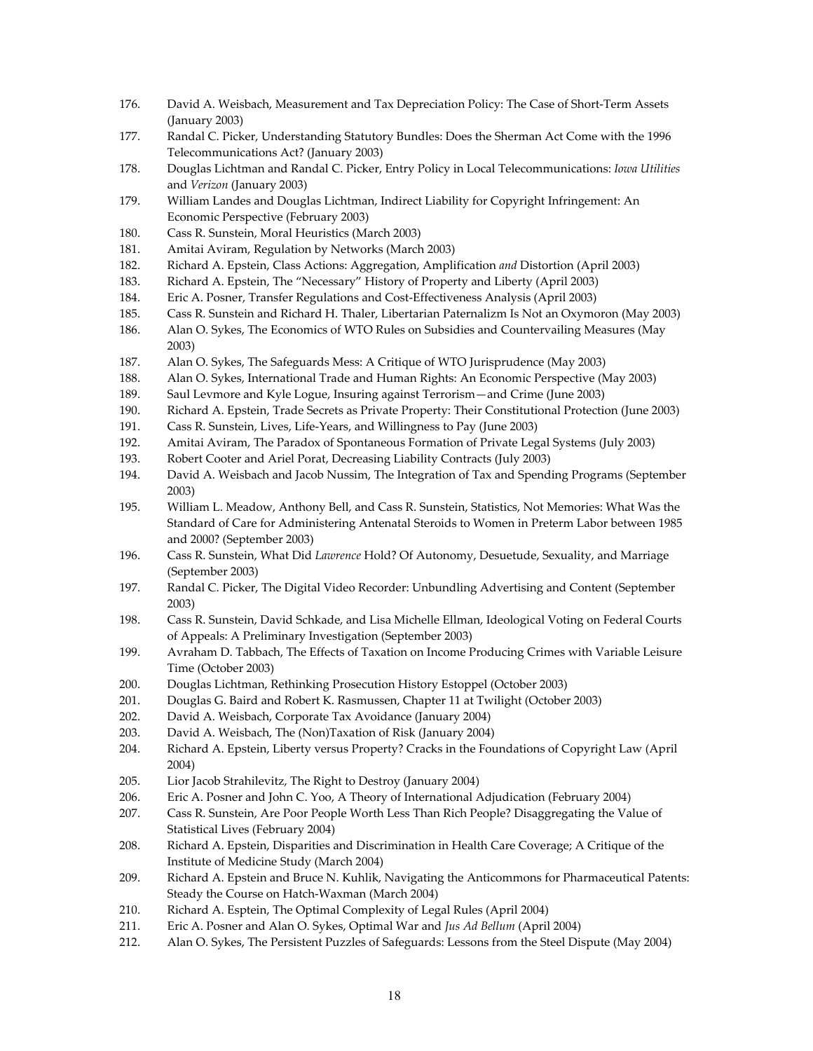176. David A. Weisbach, Measurement and Tax Depreciation Policy: The Case of Short-Term Assets (January 2003)
177. Randal C. Picker, Understanding Statutory Bundles: Does the Sherman Act Come with the 1996 Telecommunications Act? (January 2003)
178. Douglas Lichtman and Randal C. Picker, Entry Policy in Local Telecommunications: *Iowa Utilities* and *Verizon* (January 2003)
179. William Landes and Douglas Lichtman, Indirect Liability for Copyright Infringement: An Economic Perspective (February 2003)
180. Cass R. Sunstein, Moral Heuristics (March 2003)
181. Amitai Aviram, Regulation by Networks (March 2003)
182. Richard A. Epstein, Class Actions: Aggregation, Amplification *and* Distortion (April 2003)
183. Richard A. Epstein, The "Necessary" History of Property and Liberty (April 2003)
184. Eric A. Posner, Transfer Regulations and Cost-Effectiveness Analysis (April 2003)
185. Cass R. Sunstein and Richard H. Thaler, Libertarian Paternalizm Is Not an Oxymoron (May 2003)
186. Alan O. Sykes, The Economics of WTO Rules on Subsidies and Countervailing Measures (May 2003)
187. Alan O. Sykes, The Safeguards Mess: A Critique of WTO Jurisprudence (May 2003)
188. Alan O. Sykes, International Trade and Human Rights: An Economic Perspective (May 2003)
189. Saul Levmore and Kyle Logue, Insuring against Terrorism—and Crime (June 2003)
190. Richard A. Epstein, Trade Secrets as Private Property: Their Constitutional Protection (June 2003)
191. Cass R. Sunstein, Lives, Life-Years, and Willingness to Pay (June 2003)
192. Amitai Aviram, The Paradox of Spontaneous Formation of Private Legal Systems (July 2003)
193. Robert Cooter and Ariel Porat, Decreasing Liability Contracts (July 2003)
194. David A. Weisbach and Jacob Nussim, The Integration of Tax and Spending Programs (September 2003)
195. William L. Meadow, Anthony Bell, and Cass R. Sunstein, Statistics, Not Memories: What Was the Standard of Care for Administering Antenatal Steroids to Women in Preterm Labor between 1985 and 2000? (September 2003)
196. Cass R. Sunstein, What Did *Lawrence* Hold? Of Autonomy, Desuetude, Sexuality, and Marriage (September 2003)
197. Randal C. Picker, The Digital Video Recorder: Unbundling Advertising and Content (September 2003)
198. Cass R. Sunstein, David Schkade, and Lisa Michelle Ellman, Ideological Voting on Federal Courts of Appeals: A Preliminary Investigation (September 2003)
199. Avraham D. Tabbach, The Effects of Taxation on Income Producing Crimes with Variable Leisure Time (October 2003)
200. Douglas Lichtman, Rethinking Prosecution History Estoppel (October 2003)
201. Douglas G. Baird and Robert K. Rasmussen, Chapter 11 at Twilight (October 2003)
202. David A. Weisbach, Corporate Tax Avoidance (January 2004)
203. David A. Weisbach, The (Non)Taxation of Risk (January 2004)
204. Richard A. Epstein, Liberty versus Property? Cracks in the Foundations of Copyright Law (April 2004)
205. Lior Jacob Strahilevitz, The Right to Destroy (January 2004)
206. Eric A. Posner and John C. Yoo, A Theory of International Adjudication (February 2004)
207. Cass R. Sunstein, Are Poor People Worth Less Than Rich People? Disaggregating the Value of Statistical Lives (February 2004)
208. Richard A. Epstein, Disparities and Discrimination in Health Care Coverage; A Critique of the Institute of Medicine Study (March 2004)
209. Richard A. Epstein and Bruce N. Kuhlik, Navigating the Anticommons for Pharmaceutical Patents: Steady the Course on Hatch-Waxman (March 2004)
210. Richard A. Esptein, The Optimal Complexity of Legal Rules (April 2004)
211. Eric A. Posner and Alan O. Sykes, Optimal War and *Jus Ad Bellum* (April 2004)
212. Alan O. Sykes, The Persistent Puzzles of Safeguards: Lessons from the Steel Dispute (May 2004)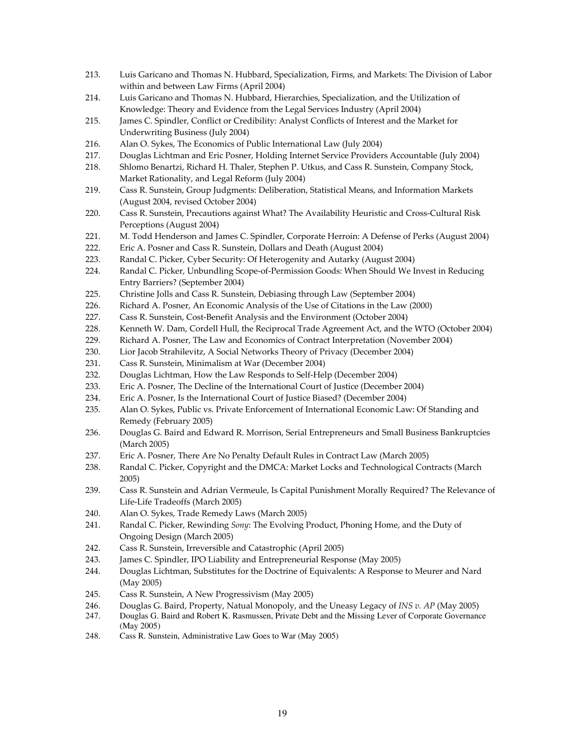213. Luis Garicano and Thomas N. Hubbard, Specialization, Firms, and Markets: The Division of Labor within and between Law Firms (April 2004)
214. Luis Garicano and Thomas N. Hubbard, Hierarchies, Specialization, and the Utilization of Knowledge: Theory and Evidence from the Legal Services Industry (April 2004)
215. James C. Spindler, Conflict or Credibility: Analyst Conflicts of Interest and the Market for Underwriting Business (July 2004)
216. Alan O. Sykes, The Economics of Public International Law (July 2004)
217. Douglas Lichtman and Eric Posner, Holding Internet Service Providers Accountable (July 2004)
218. Shlomo Benartzi, Richard H. Thaler, Stephen P. Utkus, and Cass R. Sunstein, Company Stock, Market Rationality, and Legal Reform (July 2004)
219. Cass R. Sunstein, Group Judgments: Deliberation, Statistical Means, and Information Markets (August 2004, revised October 2004)
220. Cass R. Sunstein, Precautions against What? The Availability Heuristic and Cross-Cultural Risk Perceptions (August 2004)
221. M. Todd Henderson and James C. Spindler, Corporate Herroin: A Defense of Perks (August 2004)
222. Eric A. Posner and Cass R. Sunstein, Dollars and Death (August 2004)
223. Randal C. Picker, Cyber Security: Of Heterogenity and Autarky (August 2004)
224. Randal C. Picker, Unbundling Scope-of-Permission Goods: When Should We Invest in Reducing Entry Barriers? (September 2004)
225. Christine Jolls and Cass R. Sunstein, Debiasing through Law (September 2004)
226. Richard A. Posner, An Economic Analysis of the Use of Citations in the Law (2000)
227. Cass R. Sunstein, Cost-Benefit Analysis and the Environment (October 2004)
228. Kenneth W. Dam, Cordell Hull, the Reciprocal Trade Agreement Act, and the WTO (October 2004)
229. Richard A. Posner, The Law and Economics of Contract Interpretation (November 2004)
230. Lior Jacob Strahilevitz, A Social Networks Theory of Privacy (December 2004)
231. Cass R. Sunstein, Minimalism at War (December 2004)
232. Douglas Lichtman, How the Law Responds to Self-Help (December 2004)
233. Eric A. Posner, The Decline of the International Court of Justice (December 2004)
234. Eric A. Posner, Is the International Court of Justice Biased? (December 2004)
235. Alan O. Sykes, Public vs. Private Enforcement of International Economic Law: Of Standing and Remedy (February 2005)
236. Douglas G. Baird and Edward R. Morrison, Serial Entrepreneurs and Small Business Bankruptcies (March 2005)
237. Eric A. Posner, There Are No Penalty Default Rules in Contract Law (March 2005)
238. Randal C. Picker, Copyright and the DMCA: Market Locks and Technological Contracts (March 2005)
239. Cass R. Sunstein and Adrian Vermeule, Is Capital Punishment Morally Required? The Relevance of Life-Life Tradeoffs (March 2005)
240. Alan O. Sykes, Trade Remedy Laws (March 2005)
241. Randal C. Picker, Rewinding *Sony*: The Evolving Product, Phoning Home, and the Duty of Ongoing Design (March 2005)
242. Cass R. Sunstein, Irreversible and Catastrophic (April 2005)
243. James C. Spindler, IPO Liability and Entrepreneurial Response (May 2005)
244. Douglas Lichtman, Substitutes for the Doctrine of Equivalents: A Response to Meurer and Nard (May 2005)
245. Cass R. Sunstein, A New Progressivism (May 2005)
246. Douglas G. Baird, Property, Natual Monopoly, and the Uneasy Legacy of *INS v. AP* (May 2005)
247. Douglas G. Baird and Robert K. Rasmussen, Private Debt and the Missing Lever of Corporate Governance (May 2005)
248. Cass R. Sunstein, Administrative Law Goes to War (May 2005)